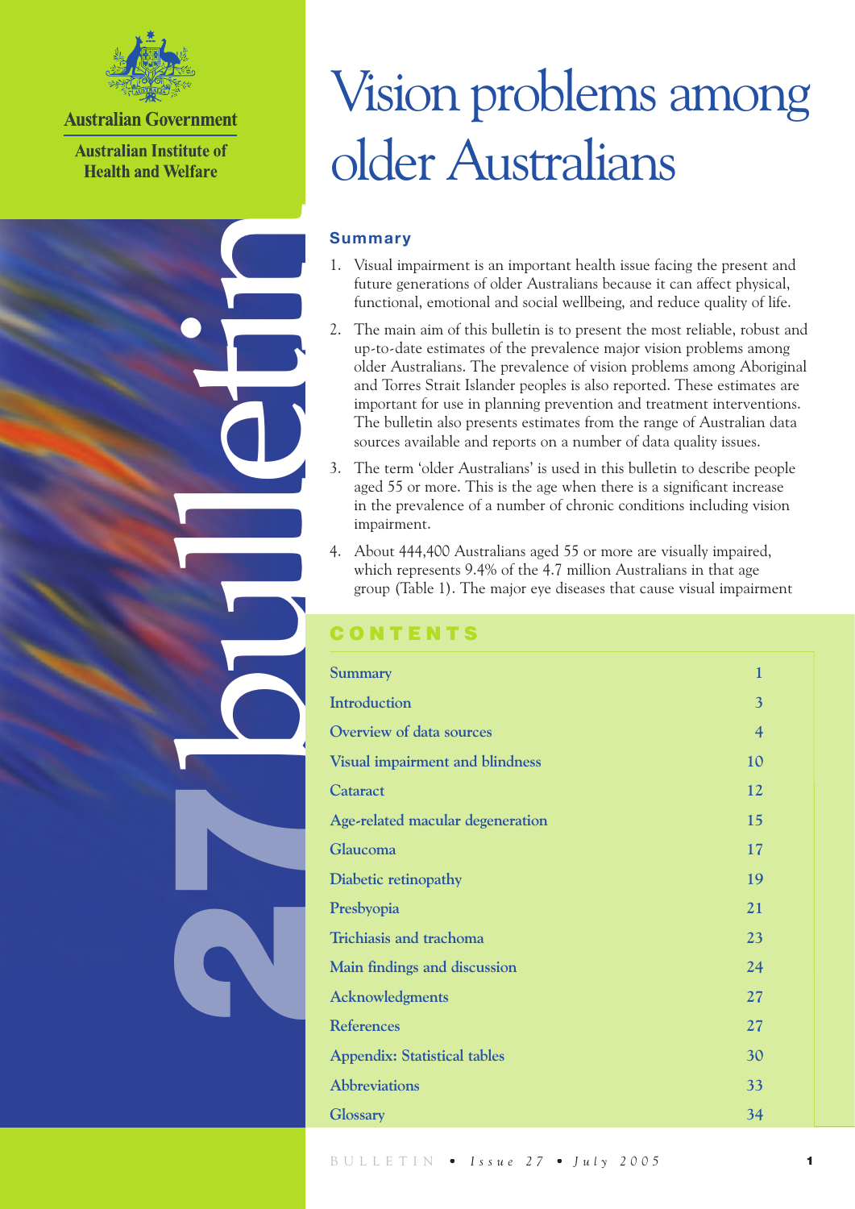Australian Government

Australian Institute of Health and Welfare

bulletin 27

# Vision problems among older Australians

## Summary

1. Visual impairment is an important health issue facing the present and future generations of older Australians because it can affect physical, functional, emotional and social wellbeing, and reduce quality of life.
2. The main aim of this bulletin is to present the most reliable, robust and up-to-date estimates of the prevalence major vision problems among older Australians. The prevalence of vision problems among Aboriginal and Torres Strait Islander peoples is also reported. These estimates are important for use in planning prevention and treatment interventions. The bulletin also presents estimates from the range of Australian data sources available and reports on a number of data quality issues.
3. The term 'older Australians' is used in this bulletin to describe people aged 55 or more. This is the age when there is a significant increase in the prevalence of a number of chronic conditions including vision impairment.
4. About 444,400 Australians aged 55 or more are visually impaired, which represents 9.4% of the 4.7 million Australians in that age group (Table 1). The major eye diseases that cause visual impairment

## CONTENTS

| | |
|---|---|
| Summary | 1 |
| Introduction | 3 |
| Overview of data sources | 4 |
| Visual impairment and blindness | 10 |
| Cataract | 12 |
| Age-related macular degeneration | 15 |
| Glaucoma | 17 |
| Diabetic retinopathy | 19 |
| Presbyopia | 21 |
| Trichiasis and trachoma | 23 |
| Main findings and discussion | 24 |
| Acknowledgments | 27 |
| References | 27 |
| Appendix: Statistical tables | 30 |
| Abbreviations | 33 |
| Glossary | 34 |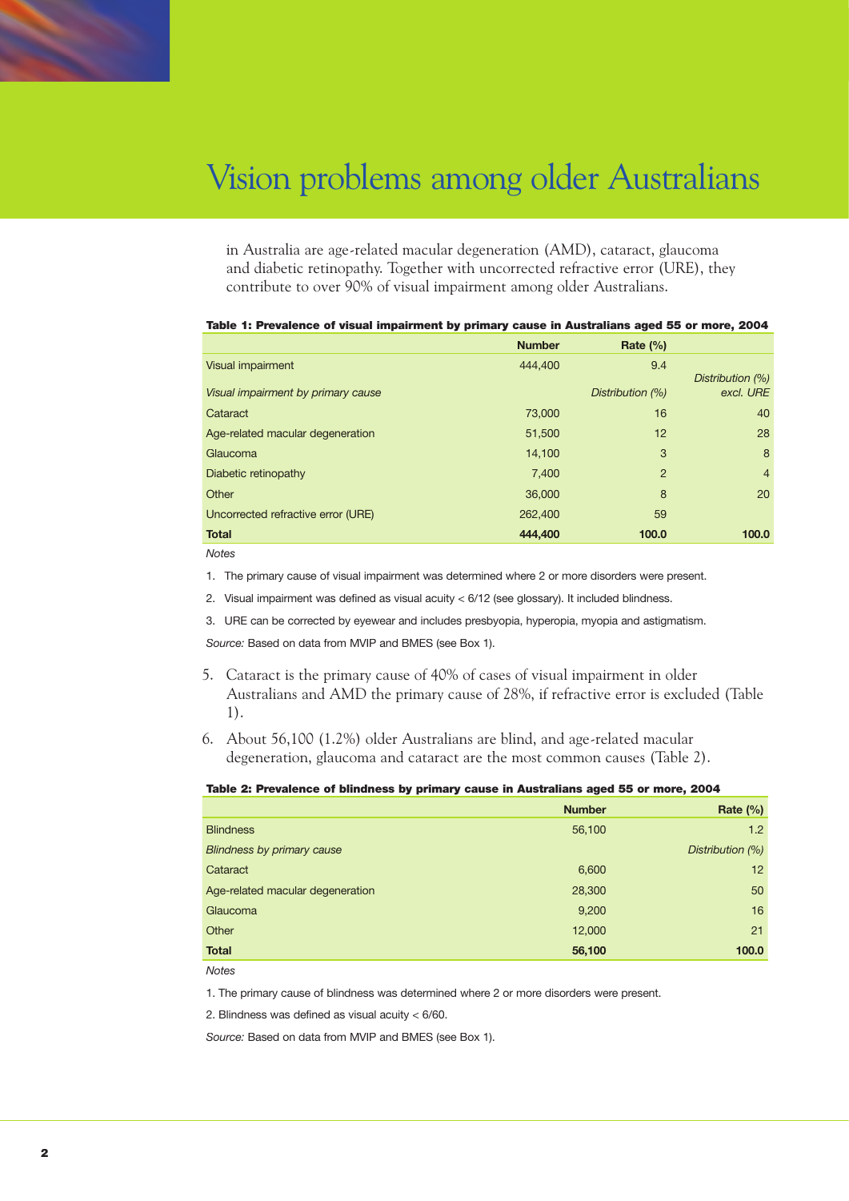# Vision problems among older Australians

in Australia are age-related macular degeneration (AMD), cataract, glaucoma and diabetic retinopathy. Together with uncorrected refractive error (URE), they contribute to over 90% of visual impairment among older Australians.

**Table 1: Prevalence of visual impairment by primary cause in Australians aged 55 or more, 2004**

| | Number | Rate (%) | |
|---|---|---|---|
| Visual impairment | 444,400 | 9.4 | |
| *Visual impairment by primary cause* | | *Distribution (%)* | *Distribution (%) excl. URE* |
| Cataract | 73,000 | 16 | 40 |
| Age-related macular degeneration | 51,500 | 12 | 28 |
| Glaucoma | 14,100 | 3 | 8 |
| Diabetic retinopathy | 7,400 | 2 | 4 |
| Other | 36,000 | 8 | 20 |
| Uncorrected refractive error (URE) | 262,400 | 59 | |
| **Total** | **444,400** | **100.0** | **100.0** |

*Notes*

1. The primary cause of visual impairment was determined where 2 or more disorders were present.
2. Visual impairment was defined as visual acuity < 6/12 (see glossary). It included blindness.
3. URE can be corrected by eyewear and includes presbyopia, hyperopia, myopia and astigmatism.

*Source:* Based on data from MVIP and BMES (see Box 1).

5. Cataract is the primary cause of 40% of cases of visual impairment in older Australians and AMD the primary cause of 28%, if refractive error is excluded (Table 1).
6. About 56,100 (1.2%) older Australians are blind, and age-related macular degeneration, glaucoma and cataract are the most common causes (Table 2).

**Table 2: Prevalence of blindness by primary cause in Australians aged 55 or more, 2004**

| | Number | Rate (%) |
|---|---|---|
| Blindness | 56,100 | 1.2 |
| *Blindness by primary cause* | | *Distribution (%)* |
| Cataract | 6,600 | 12 |
| Age-related macular degeneration | 28,300 | 50 |
| Glaucoma | 9,200 | 16 |
| Other | 12,000 | 21 |
| **Total** | **56,100** | **100.0** |

*Notes*

1. The primary cause of blindness was determined where 2 or more disorders were present.
2. Blindness was defined as visual acuity < 6/60.

*Source:* Based on data from MVIP and BMES (see Box 1).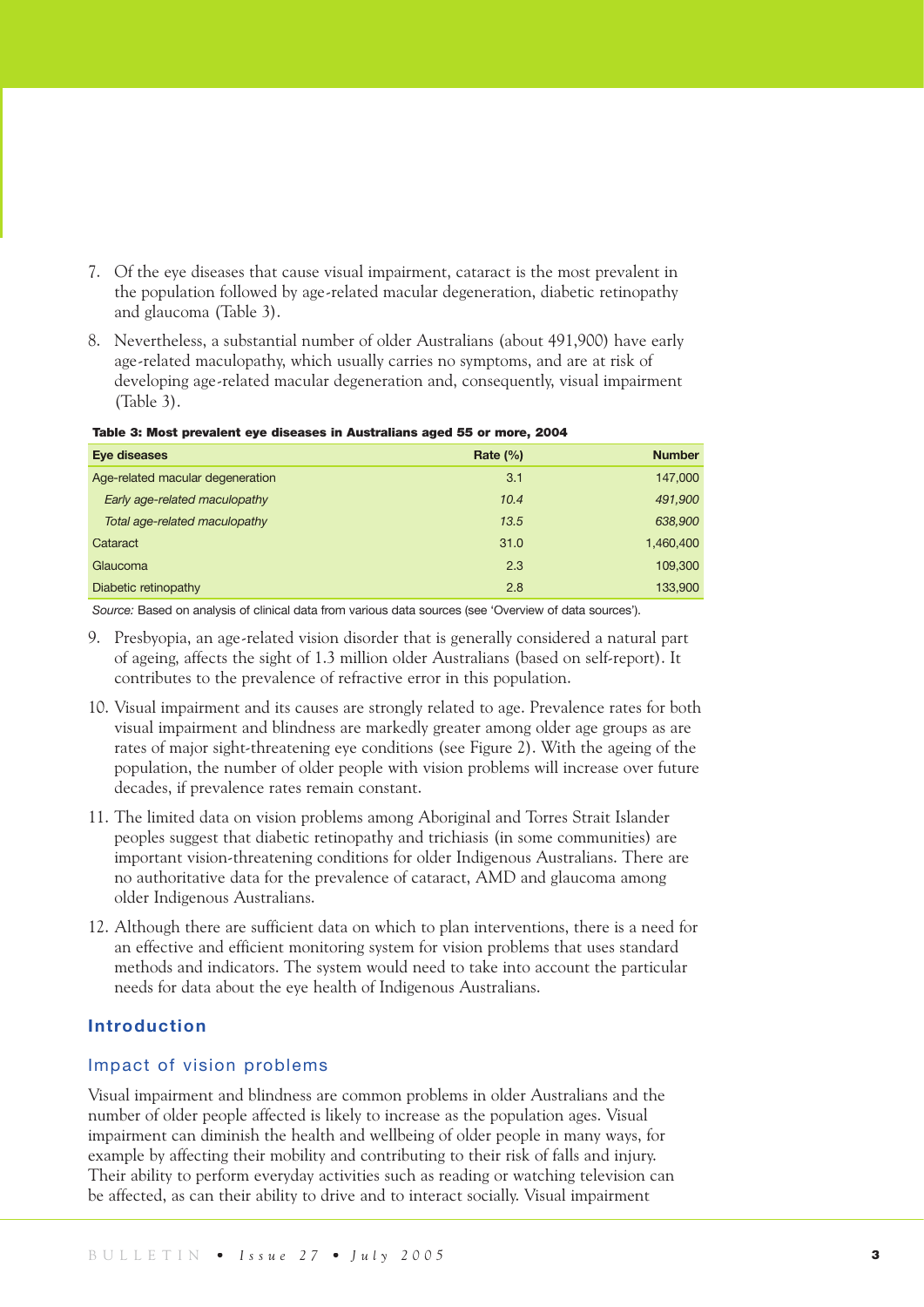7. Of the eye diseases that cause visual impairment, cataract is the most prevalent in the population followed by age-related macular degeneration, diabetic retinopathy and glaucoma (Table 3).

8. Nevertheless, a substantial number of older Australians (about 491,900) have early age-related maculopathy, which usually carries no symptoms, and are at risk of developing age-related macular degeneration and, consequently, visual impairment (Table 3).

**Table 3: Most prevalent eye diseases in Australians aged 55 or more, 2004**

| Eye diseases | Rate (%) | Number |
|---|---|---|
| Age-related macular degeneration | 3.1 | 147,000 |
| *Early age-related maculopathy* | *10.4* | *491,900* |
| *Total age-related maculopathy* | *13.5* | *638,900* |
| Cataract | 31.0 | 1,460,400 |
| Glaucoma | 2.3 | 109,300 |
| Diabetic retinopathy | 2.8 | 133,900 |

*Source:* Based on analysis of clinical data from various data sources (see 'Overview of data sources').

9. Presbyopia, an age-related vision disorder that is generally considered a natural part of ageing, affects the sight of 1.3 million older Australians (based on self-report). It contributes to the prevalence of refractive error in this population.

10. Visual impairment and its causes are strongly related to age. Prevalence rates for both visual impairment and blindness are markedly greater among older age groups as are rates of major sight-threatening eye conditions (see Figure 2). With the ageing of the population, the number of older people with vision problems will increase over future decades, if prevalence rates remain constant.

11. The limited data on vision problems among Aboriginal and Torres Strait Islander peoples suggest that diabetic retinopathy and trichiasis (in some communities) are important vision-threatening conditions for older Indigenous Australians. There are no authoritative data for the prevalence of cataract, AMD and glaucoma among older Indigenous Australians.

12. Although there are sufficient data on which to plan interventions, there is a need for an effective and efficient monitoring system for vision problems that uses standard methods and indicators. The system would need to take into account the particular needs for data about the eye health of Indigenous Australians.

## Introduction

### Impact of vision problems

Visual impairment and blindness are common problems in older Australians and the number of older people affected is likely to increase as the population ages. Visual impairment can diminish the health and wellbeing of older people in many ways, for example by affecting their mobility and contributing to their risk of falls and injury. Their ability to perform everyday activities such as reading or watching television can be affected, as can their ability to drive and to interact socially. Visual impairment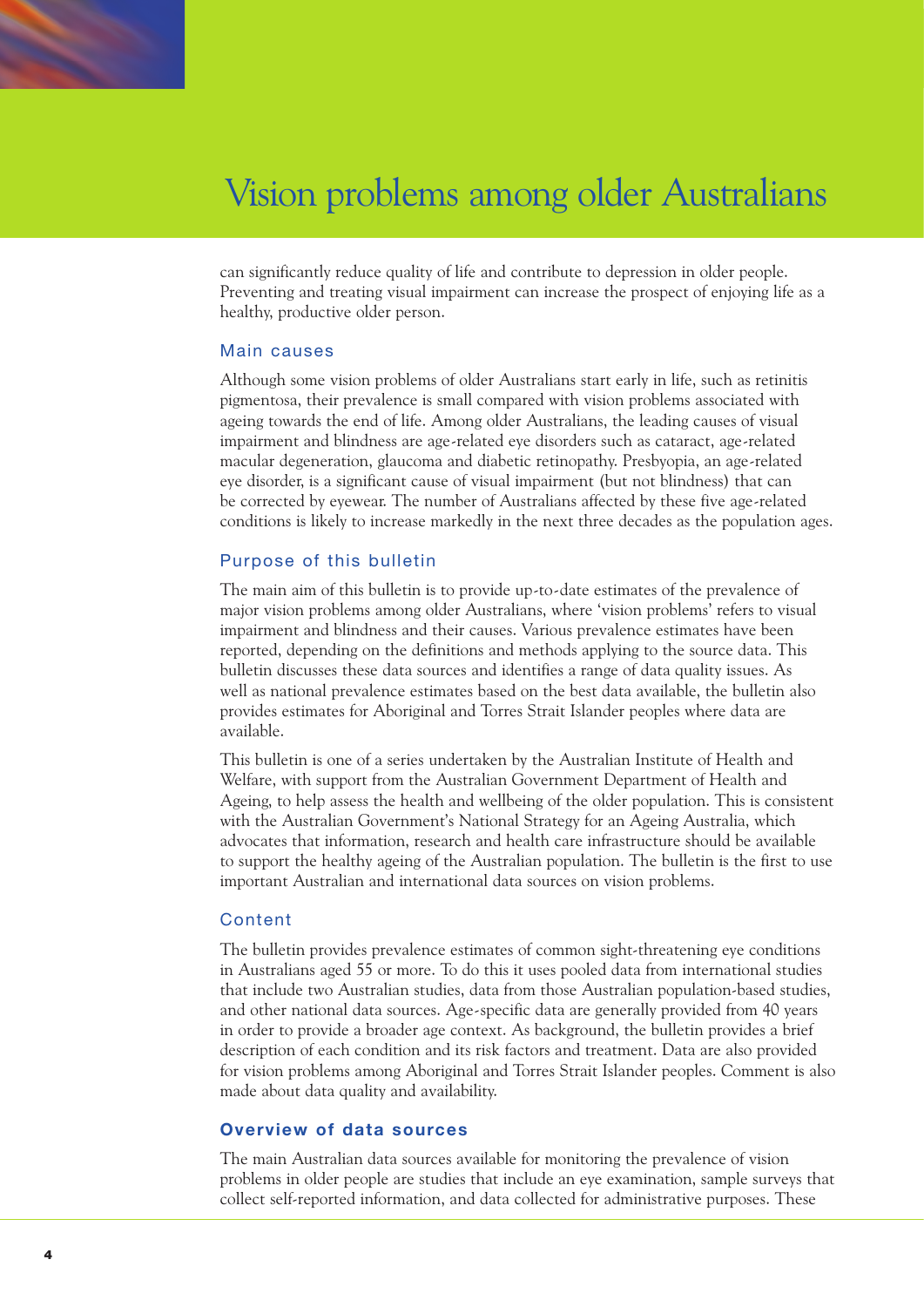can significantly reduce quality of life and contribute to depression in older people. Preventing and treating visual impairment can increase the prospect of enjoying life as a healthy, productive older person.

### Main causes

Although some vision problems of older Australians start early in life, such as retinitis pigmentosa, their prevalence is small compared with vision problems associated with ageing towards the end of life. Among older Australians, the leading causes of visual impairment and blindness are age-related eye disorders such as cataract, age-related macular degeneration, glaucoma and diabetic retinopathy. Presbyopia, an age-related eye disorder, is a significant cause of visual impairment (but not blindness) that can be corrected by eyewear. The number of Australians affected by these five age-related conditions is likely to increase markedly in the next three decades as the population ages.

### Purpose of this bulletin

The main aim of this bulletin is to provide up-to-date estimates of the prevalence of major vision problems among older Australians, where 'vision problems' refers to visual impairment and blindness and their causes. Various prevalence estimates have been reported, depending on the definitions and methods applying to the source data. This bulletin discusses these data sources and identifies a range of data quality issues. As well as national prevalence estimates based on the best data available, the bulletin also provides estimates for Aboriginal and Torres Strait Islander peoples where data are available.

This bulletin is one of a series undertaken by the Australian Institute of Health and Welfare, with support from the Australian Government Department of Health and Ageing, to help assess the health and wellbeing of the older population. This is consistent with the Australian Government's National Strategy for an Ageing Australia, which advocates that information, research and health care infrastructure should be available to support the healthy ageing of the Australian population. The bulletin is the first to use important Australian and international data sources on vision problems.

### Content

The bulletin provides prevalence estimates of common sight-threatening eye conditions in Australians aged 55 or more. To do this it uses pooled data from international studies that include two Australian studies, data from those Australian population-based studies, and other national data sources. Age-specific data are generally provided from 40 years in order to provide a broader age context. As background, the bulletin provides a brief description of each condition and its risk factors and treatment. Data are also provided for vision problems among Aboriginal and Torres Strait Islander peoples. Comment is also made about data quality and availability.

## Overview of data sources

The main Australian data sources available for monitoring the prevalence of vision problems in older people are studies that include an eye examination, sample surveys that collect self-reported information, and data collected for administrative purposes. These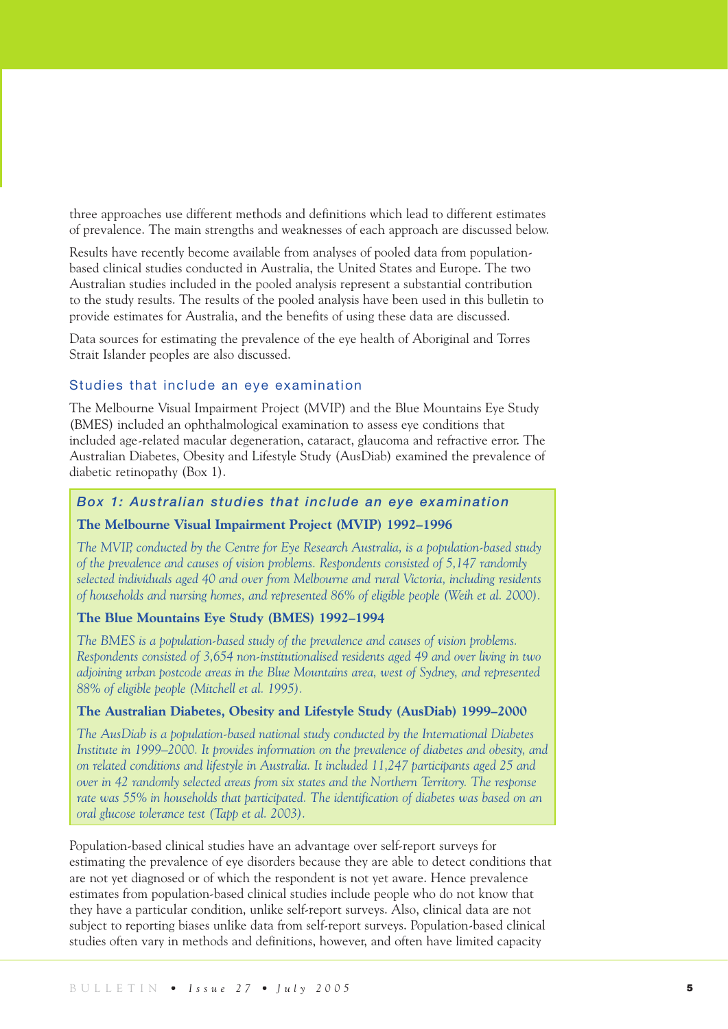three approaches use different methods and definitions which lead to different estimates of prevalence. The main strengths and weaknesses of each approach are discussed below.

Results have recently become available from analyses of pooled data from population-based clinical studies conducted in Australia, the United States and Europe. The two Australian studies included in the pooled analysis represent a substantial contribution to the study results. The results of the pooled analysis have been used in this bulletin to provide estimates for Australia, and the benefits of using these data are discussed.

Data sources for estimating the prevalence of the eye health of Aboriginal and Torres Strait Islander peoples are also discussed.

## Studies that include an eye examination

The Melbourne Visual Impairment Project (MVIP) and the Blue Mountains Eye Study (BMES) included an ophthalmological examination to assess eye conditions that included age-related macular degeneration, cataract, glaucoma and refractive error. The Australian Diabetes, Obesity and Lifestyle Study (AusDiab) examined the prevalence of diabetic retinopathy (Box 1).

### *Box 1: Australian studies that include an eye examination*

**The Melbourne Visual Impairment Project (MVIP) 1992–1996**

*The MVIP, conducted by the Centre for Eye Research Australia, is a population-based study of the prevalence and causes of vision problems. Respondents consisted of 5,147 randomly selected individuals aged 40 and over from Melbourne and rural Victoria, including residents of households and nursing homes, and represented 86% of eligible people (Weih et al. 2000).*

**The Blue Mountains Eye Study (BMES) 1992–1994**

*The BMES is a population-based study of the prevalence and causes of vision problems. Respondents consisted of 3,654 non-institutionalised residents aged 49 and over living in two adjoining urban postcode areas in the Blue Mountains area, west of Sydney, and represented 88% of eligible people (Mitchell et al. 1995).*

**The Australian Diabetes, Obesity and Lifestyle Study (AusDiab) 1999–2000**

*The AusDiab is a population-based national study conducted by the International Diabetes Institute in 1999–2000. It provides information on the prevalence of diabetes and obesity, and on related conditions and lifestyle in Australia. It included 11,247 participants aged 25 and over in 42 randomly selected areas from six states and the Northern Territory. The response rate was 55% in households that participated. The identification of diabetes was based on an oral glucose tolerance test (Tapp et al. 2003).*

Population-based clinical studies have an advantage over self-report surveys for estimating the prevalence of eye disorders because they are able to detect conditions that are not yet diagnosed or of which the respondent is not yet aware. Hence prevalence estimates from population-based clinical studies include people who do not know that they have a particular condition, unlike self-report surveys. Also, clinical data are not subject to reporting biases unlike data from self-report surveys. Population-based clinical studies often vary in methods and definitions, however, and often have limited capacity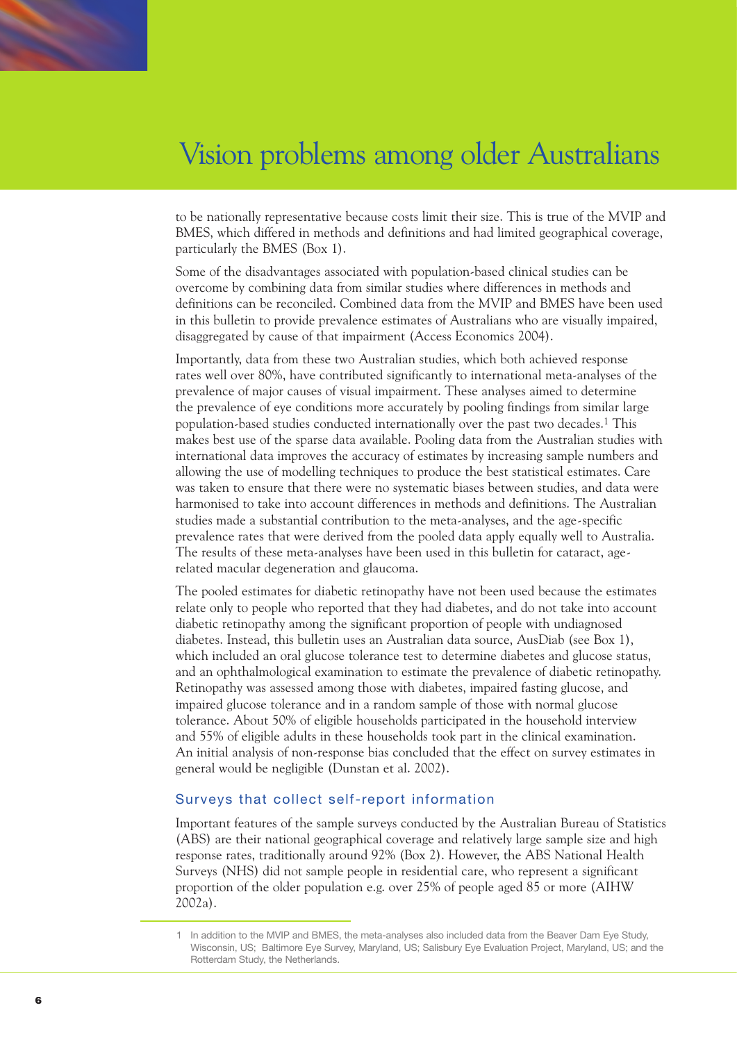to be nationally representative because costs limit their size. This is true of the MVIP and BMES, which differed in methods and definitions and had limited geographical coverage, particularly the BMES (Box 1).

Some of the disadvantages associated with population-based clinical studies can be overcome by combining data from similar studies where differences in methods and definitions can be reconciled. Combined data from the MVIP and BMES have been used in this bulletin to provide prevalence estimates of Australians who are visually impaired, disaggregated by cause of that impairment (Access Economics 2004).

Importantly, data from these two Australian studies, which both achieved response rates well over 80%, have contributed significantly to international meta-analyses of the prevalence of major causes of visual impairment. These analyses aimed to determine the prevalence of eye conditions more accurately by pooling findings from similar large population-based studies conducted internationally over the past two decades.[1] This makes best use of the sparse data available. Pooling data from the Australian studies with international data improves the accuracy of estimates by increasing sample numbers and allowing the use of modelling techniques to produce the best statistical estimates. Care was taken to ensure that there were no systematic biases between studies, and data were harmonised to take into account differences in methods and definitions. The Australian studies made a substantial contribution to the meta-analyses, and the age-specific prevalence rates that were derived from the pooled data apply equally well to Australia. The results of these meta-analyses have been used in this bulletin for cataract, age-related macular degeneration and glaucoma.

The pooled estimates for diabetic retinopathy have not been used because the estimates relate only to people who reported that they had diabetes, and do not take into account diabetic retinopathy among the significant proportion of people with undiagnosed diabetes. Instead, this bulletin uses an Australian data source, AusDiab (see Box 1), which included an oral glucose tolerance test to determine diabetes and glucose status, and an ophthalmological examination to estimate the prevalence of diabetic retinopathy. Retinopathy was assessed among those with diabetes, impaired fasting glucose, and impaired glucose tolerance and in a random sample of those with normal glucose tolerance. About 50% of eligible households participated in the household interview and 55% of eligible adults in these households took part in the clinical examination. An initial analysis of non-response bias concluded that the effect on survey estimates in general would be negligible (Dunstan et al. 2002).

### Surveys that collect self-report information

Important features of the sample surveys conducted by the Australian Bureau of Statistics (ABS) are their national geographical coverage and relatively large sample size and high response rates, traditionally around 92% (Box 2). However, the ABS National Health Surveys (NHS) did not sample people in residential care, who represent a significant proportion of the older population e.g. over 25% of people aged 85 or more (AIHW 2002a).

---

1 In addition to the MVIP and BMES, the meta-analyses also included data from the Beaver Dam Eye Study, Wisconsin, US; Baltimore Eye Survey, Maryland, US; Salisbury Eye Evaluation Project, Maryland, US; and the Rotterdam Study, the Netherlands.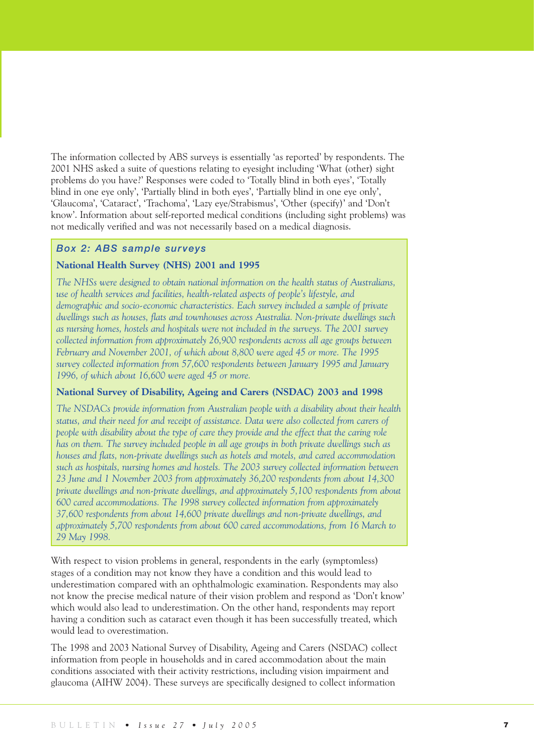The information collected by ABS surveys is essentially 'as reported' by respondents. The 2001 NHS asked a suite of questions relating to eyesight including 'What (other) sight problems do you have?' Responses were coded to 'Totally blind in both eyes', 'Totally blind in one eye only', 'Partially blind in both eyes', 'Partially blind in one eye only', 'Glaucoma', 'Cataract', 'Trachoma', 'Lazy eye/Strabismus', 'Other (specify)' and 'Don't know'. Information about self-reported medical conditions (including sight problems) was not medically verified and was not necessarily based on a medical diagnosis.

> ### *Box 2: ABS sample surveys*
>
> **National Health Survey (NHS) 2001 and 1995**
>
> *The NHSs were designed to obtain national information on the health status of Australians, use of health services and facilities, health-related aspects of people's lifestyle, and demographic and socio-economic characteristics. Each survey included a sample of private dwellings such as houses, flats and townhouses across Australia. Non-private dwellings such as nursing homes, hostels and hospitals were not included in the surveys. The 2001 survey collected information from approximately 26,900 respondents across all age groups between February and November 2001, of which about 8,800 were aged 45 or more. The 1995 survey collected information from 57,600 respondents between January 1995 and January 1996, of which about 16,600 were aged 45 or more.*
>
> **National Survey of Disability, Ageing and Carers (NSDAC) 2003 and 1998**
>
> *The NSDACs provide information from Australian people with a disability about their health status, and their need for and receipt of assistance. Data were also collected from carers of people with disability about the type of care they provide and the effect that the caring role has on them. The survey included people in all age groups in both private dwellings such as houses and flats, non-private dwellings such as hotels and motels, and cared accommodation such as hospitals, nursing homes and hostels. The 2003 survey collected information between 23 June and 1 November 2003 from approximately 36,200 respondents from about 14,300 private dwellings and non-private dwellings, and approximately 5,100 respondents from about 600 cared accommodations. The 1998 survey collected information from approximately 37,600 respondents from about 14,600 private dwellings and non-private dwellings, and approximately 5,700 respondents from about 600 cared accommodations, from 16 March to 29 May 1998.*

With respect to vision problems in general, respondents in the early (symptomless) stages of a condition may not know they have a condition and this would lead to underestimation compared with an ophthalmologic examination. Respondents may also not know the precise medical nature of their vision problem and respond as 'Don't know' which would also lead to underestimation. On the other hand, respondents may report having a condition such as cataract even though it has been successfully treated, which would lead to overestimation.

The 1998 and 2003 National Survey of Disability, Ageing and Carers (NSDAC) collect information from people in households and in cared accommodation about the main conditions associated with their activity restrictions, including vision impairment and glaucoma (AIHW 2004). These surveys are specifically designed to collect information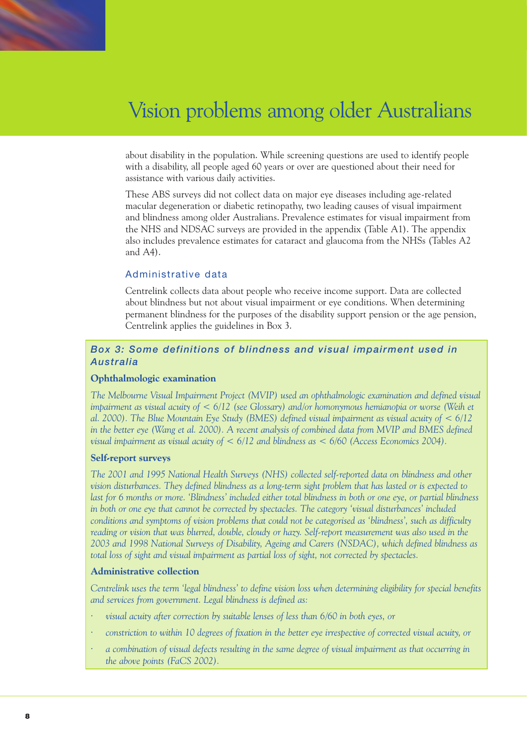about disability in the population. While screening questions are used to identify people with a disability, all people aged 60 years or over are questioned about their need for assistance with various daily activities.

These ABS surveys did not collect data on major eye diseases including age-related macular degeneration or diabetic retinopathy, two leading causes of visual impairment and blindness among older Australians. Prevalence estimates for visual impairment from the NHS and NDSAC surveys are provided in the appendix (Table A1). The appendix also includes prevalence estimates for cataract and glaucoma from the NHSs (Tables A2 and A4).

### Administrative data

Centrelink collects data about people who receive income support. Data are collected about blindness but not about visual impairment or eye conditions. When determining permanent blindness for the purposes of the disability support pension or the age pension, Centrelink applies the guidelines in Box 3.

> ### *Box 3: Some definitions of blindness and visual impairment used in Australia*
>
> **Ophthalmologic examination**
>
> *The Melbourne Visual Impairment Project (MVIP) used an ophthalmologic examination and defined visual impairment as visual acuity of < 6/12 (see Glossary) and/or homonymous hemianopia or worse (Weih et al. 2000). The Blue Mountain Eye Study (BMES) defined visual impairment as visual acuity of < 6/12 in the better eye (Wang et al. 2000). A recent analysis of combined data from MVIP and BMES defined visual impairment as visual acuity of < 6/12 and blindness as < 6/60 (Access Economics 2004).*
>
> **Self-report surveys**
>
> *The 2001 and 1995 National Health Surveys (NHS) collected self-reported data on blindness and other vision disturbances. They defined blindness as a long-term sight problem that has lasted or is expected to last for 6 months or more. 'Blindness' included either total blindness in both or one eye, or partial blindness in both or one eye that cannot be corrected by spectacles. The category 'visual disturbances' included conditions and symptoms of vision problems that could not be categorised as 'blindness', such as difficulty reading or vision that was blurred, double, cloudy or hazy. Self-report measurement was also used in the 2003 and 1998 National Surveys of Disability, Ageing and Carers (NSDAC), which defined blindness as total loss of sight and visual impairment as partial loss of sight, not corrected by spectacles.*
>
> **Administrative collection**
>
> *Centrelink uses the term 'legal blindness' to define vision loss when determining eligibility for special benefits and services from government. Legal blindness is defined as:*
>
> - *visual acuity after correction by suitable lenses of less than 6/60 in both eyes, or*
> - *constriction to within 10 degrees of fixation in the better eye irrespective of corrected visual acuity, or*
> - *a combination of visual defects resulting in the same degree of visual impairment as that occurring in the above points (FaCS 2002).*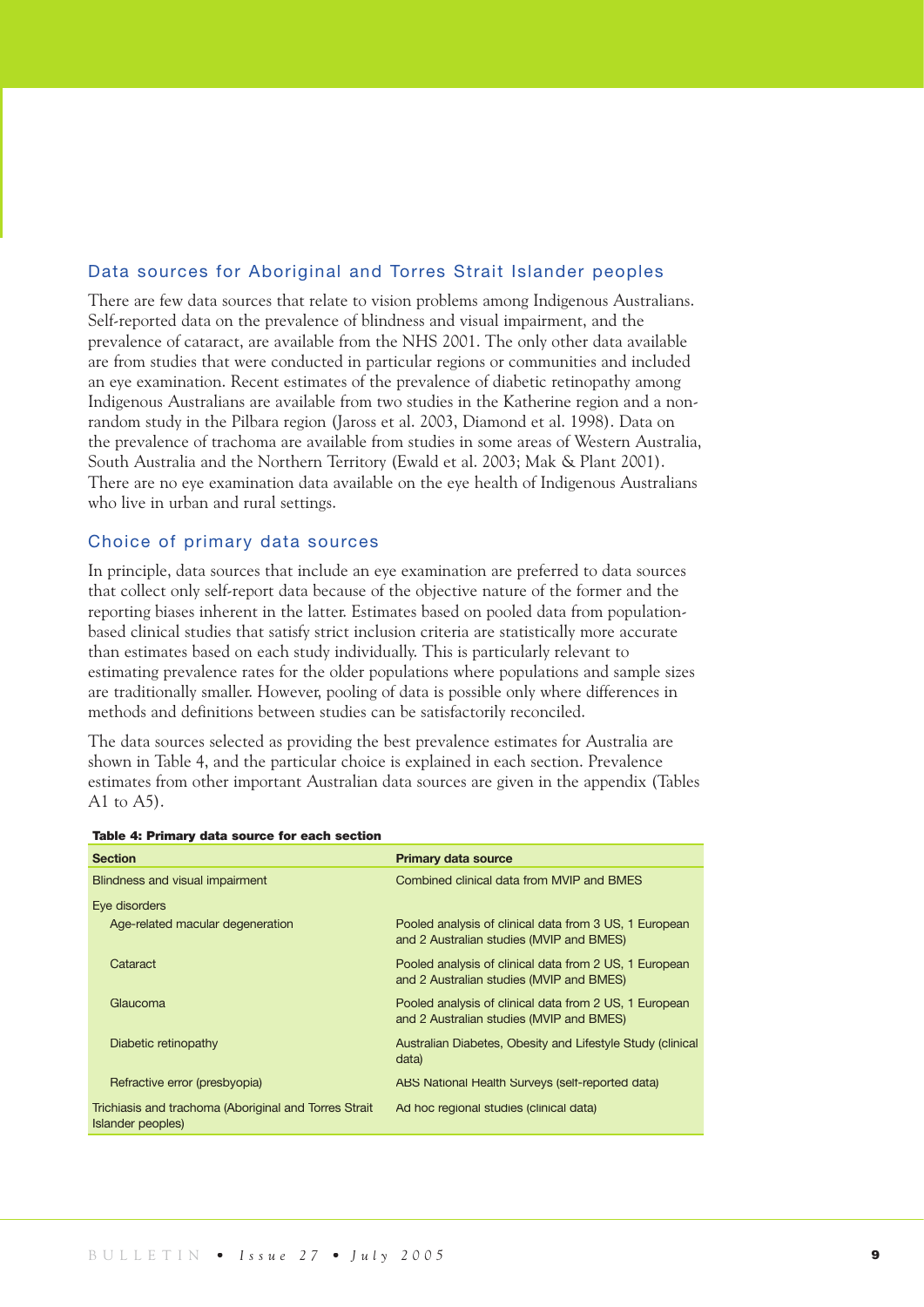## Data sources for Aboriginal and Torres Strait Islander peoples

There are few data sources that relate to vision problems among Indigenous Australians. Self-reported data on the prevalence of blindness and visual impairment, and the prevalence of cataract, are available from the NHS 2001. The only other data available are from studies that were conducted in particular regions or communities and included an eye examination. Recent estimates of the prevalence of diabetic retinopathy among Indigenous Australians are available from two studies in the Katherine region and a non-random study in the Pilbara region (Jaross et al. 2003, Diamond et al. 1998). Data on the prevalence of trachoma are available from studies in some areas of Western Australia, South Australia and the Northern Territory (Ewald et al. 2003; Mak & Plant 2001). There are no eye examination data available on the eye health of Indigenous Australians who live in urban and rural settings.

## Choice of primary data sources

In principle, data sources that include an eye examination are preferred to data sources that collect only self-report data because of the objective nature of the former and the reporting biases inherent in the latter. Estimates based on pooled data from population-based clinical studies that satisfy strict inclusion criteria are statistically more accurate than estimates based on each study individually. This is particularly relevant to estimating prevalence rates for the older populations where populations and sample sizes are traditionally smaller. However, pooling of data is possible only where differences in methods and definitions between studies can be satisfactorily reconciled.

The data sources selected as providing the best prevalence estimates for Australia are shown in Table 4, and the particular choice is explained in each section. Prevalence estimates from other important Australian data sources are given in the appendix (Tables A1 to A5).

**Table 4: Primary data source for each section**

| Section | Primary data source |
|---|---|
| Blindness and visual impairment | Combined clinical data from MVIP and BMES |
| Eye disorders | |
| Age-related macular degeneration | Pooled analysis of clinical data from 3 US, 1 European and 2 Australian studies (MVIP and BMES) |
| Cataract | Pooled analysis of clinical data from 2 US, 1 European and 2 Australian studies (MVIP and BMES) |
| Glaucoma | Pooled analysis of clinical data from 2 US, 1 European and 2 Australian studies (MVIP and BMES) |
| Diabetic retinopathy | Australian Diabetes, Obesity and Lifestyle Study (clinical data) |
| Refractive error (presbyopia) | ABS National Health Surveys (self-reported data) |
| Trichiasis and trachoma (Aboriginal and Torres Strait Islander peoples) | Ad hoc regional studies (clinical data) |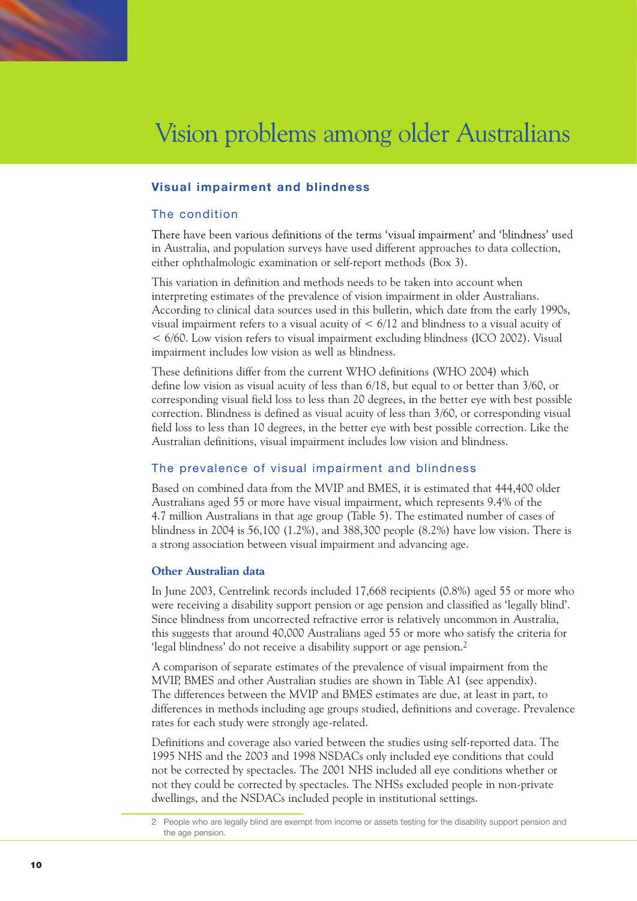# Vision problems among older Australians

## Visual impairment and blindness

### The condition

There have been various definitions of the terms 'visual impairment' and 'blindness' used in Australia, and population surveys have used different approaches to data collection, either ophthalmologic examination or self-report methods (Box 3).

This variation in definition and methods needs to be taken into account when interpreting estimates of the prevalence of vision impairment in older Australians. According to clinical data sources used in this bulletin, which date from the early 1990s, visual impairment refers to a visual acuity of < 6/12 and blindness to a visual acuity of < 6/60. Low vision refers to visual impairment excluding blindness (ICO 2002). Visual impairment includes low vision as well as blindness.

These definitions differ from the current WHO definitions (WHO 2004) which define low vision as visual acuity of less than 6/18, but equal to or better than 3/60, or corresponding visual field loss to less than 20 degrees, in the better eye with best possible correction. Blindness is defined as visual acuity of less than 3/60, or corresponding visual field loss to less than 10 degrees, in the better eye with best possible correction. Like the Australian definitions, visual impairment includes low vision and blindness.

### The prevalence of visual impairment and blindness

Based on combined data from the MVIP and BMES, it is estimated that 444,400 older Australians aged 55 or more have visual impairment, which represents 9.4% of the 4.7 million Australians in that age group (Table 5). The estimated number of cases of blindness in 2004 is 56,100 (1.2%), and 388,300 people (8.2%) have low vision. There is a strong association between visual impairment and advancing age.

#### Other Australian data

In June 2003, Centrelink records included 17,668 recipients (0.8%) aged 55 or more who were receiving a disability support pension or age pension and classified as 'legally blind'. Since blindness from uncorrected refractive error is relatively uncommon in Australia, this suggests that around 40,000 Australians aged 55 or more who satisfy the criteria for 'legal blindness' do not receive a disability support or age pension.[2]

A comparison of separate estimates of the prevalence of visual impairment from the MVIP, BMES and other Australian studies are shown in Table A1 (see appendix). The differences between the MVIP and BMES estimates are due, at least in part, to differences in methods including age groups studied, definitions and coverage. Prevalence rates for each study were strongly age-related.

Definitions and coverage also varied between the studies using self-reported data. The 1995 NHS and the 2003 and 1998 NSDACs only included eye conditions that could not be corrected by spectacles. The 2001 NHS included all eye conditions whether or not they could be corrected by spectacles. The NHSs excluded people in non-private dwellings, and the NSDACs included people in institutional settings.

2 People who are legally blind are exempt from income or assets testing for the disability support pension and the age pension.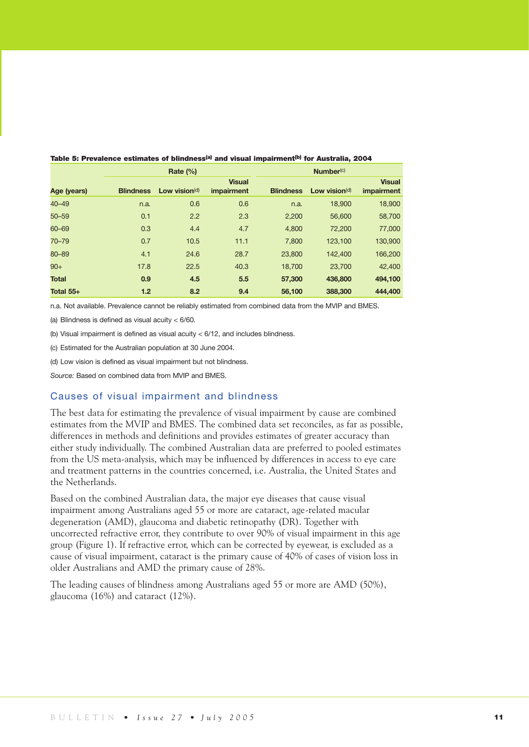**Table 5: Prevalence estimates of blindness[(a)] and visual impairment[(b)] for Australia, 2004**

| Age (years) | Rate (%) | | | Number[(c)] | | |
|---|---|---|---|---|---|---|
| | Blindness | Low vision[(d)] | Visual impairment | Blindness | Low vision[(d)] | Visual impairment |
| 40–49 | n.a. | 0.6 | 0.6 | n.a. | 18,900 | 18,900 |
| 50–59 | 0.1 | 2.2 | 2.3 | 2,200 | 56,600 | 58,700 |
| 60–69 | 0.3 | 4.4 | 4.7 | 4,800 | 72,200 | 77,000 |
| 70–79 | 0.7 | 10.5 | 11.1 | 7,800 | 123,100 | 130,900 |
| 80–89 | 4.1 | 24.6 | 28.7 | 23,800 | 142,400 | 166,200 |
| 90+ | 17.8 | 22.5 | 40.3 | 18,700 | 23,700 | 42,400 |
| **Total** | **0.9** | **4.5** | **5.5** | **57,300** | **436,800** | **494,100** |
| **Total 55+** | **1.2** | **8.2** | **9.4** | **56,100** | **388,300** | **444,400** |

n.a. Not available. Prevalence cannot be reliably estimated from combined data from the MVIP and BMES.

(a) Blindness is defined as visual acuity < 6/60.

(b) Visual impairment is defined as visual acuity < 6/12, and includes blindness.

(c) Estimated for the Australian population at 30 June 2004.

(d) Low vision is defined as visual impairment but not blindness.

*Source:* Based on combined data from MVIP and BMES.

## Causes of visual impairment and blindness

The best data for estimating the prevalence of visual impairment by cause are combined estimates from the MVIP and BMES. The combined data set reconciles, as far as possible, differences in methods and definitions and provides estimates of greater accuracy than either study individually. The combined Australian data are preferred to pooled estimates from the US meta-analysis, which may be influenced by differences in access to eye care and treatment patterns in the countries concerned, i.e. Australia, the United States and the Netherlands.

Based on the combined Australian data, the major eye diseases that cause visual impairment among Australians aged 55 or more are cataract, age-related macular degeneration (AMD), glaucoma and diabetic retinopathy (DR). Together with uncorrected refractive error, they contribute to over 90% of visual impairment in this age group (Figure 1). If refractive error, which can be corrected by eyewear, is excluded as a cause of visual impairment, cataract is the primary cause of 40% of cases of vision loss in older Australians and AMD the primary cause of 28%.

The leading causes of blindness among Australians aged 55 or more are AMD (50%), glaucoma (16%) and cataract (12%).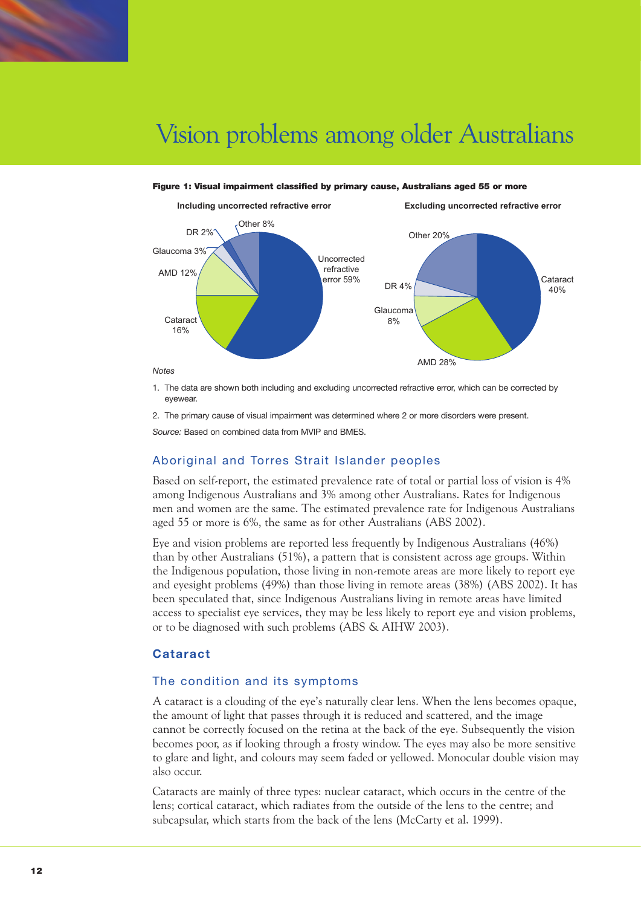# Vision problems among older Australians

**Figure 1: Visual impairment classified by primary cause, Australians aged 55 or more**

| Including uncorrected refractive error | |
|---|---|
| Uncorrected refractive error | 59% |
| Cataract | 16% |
| AMD | 12% |
| Glaucoma | 3% |
| DR | 2% |
| Other | 8% |

| Excluding uncorrected refractive error | |
|---|---|
| Cataract | 40% |
| AMD | 28% |
| Glaucoma | 8% |
| DR | 4% |
| Other | 20% |

*Notes*

1. The data are shown both including and excluding uncorrected refractive error, which can be corrected by eyewear.
2. The primary cause of visual impairment was determined where 2 or more disorders were present.

*Source:* Based on combined data from MVIP and BMES.

## Aboriginal and Torres Strait Islander peoples

Based on self-report, the estimated prevalence rate of total or partial loss of vision is 4% among Indigenous Australians and 3% among other Australians. Rates for Indigenous men and women are the same. The estimated prevalence rate for Indigenous Australians aged 55 or more is 6%, the same as for other Australians (ABS 2002).

Eye and vision problems are reported less frequently by Indigenous Australians (46%) than by other Australians (51%), a pattern that is consistent across age groups. Within the Indigenous population, those living in non-remote areas are more likely to report eye and eyesight problems (49%) than those living in remote areas (38%) (ABS 2002). It has been speculated that, since Indigenous Australians living in remote areas have limited access to specialist eye services, they may be less likely to report eye and vision problems, or to be diagnosed with such problems (ABS & AIHW 2003).

## Cataract

### The condition and its symptoms

A cataract is a clouding of the eye's naturally clear lens. When the lens becomes opaque, the amount of light that passes through it is reduced and scattered, and the image cannot be correctly focused on the retina at the back of the eye. Subsequently the vision becomes poor, as if looking through a frosty window. The eyes may also be more sensitive to glare and light, and colours may seem faded or yellowed. Monocular double vision may also occur.

Cataracts are mainly of three types: nuclear cataract, which occurs in the centre of the lens; cortical cataract, which radiates from the outside of the lens to the centre; and subcapsular, which starts from the back of the lens (McCarty et al. 1999).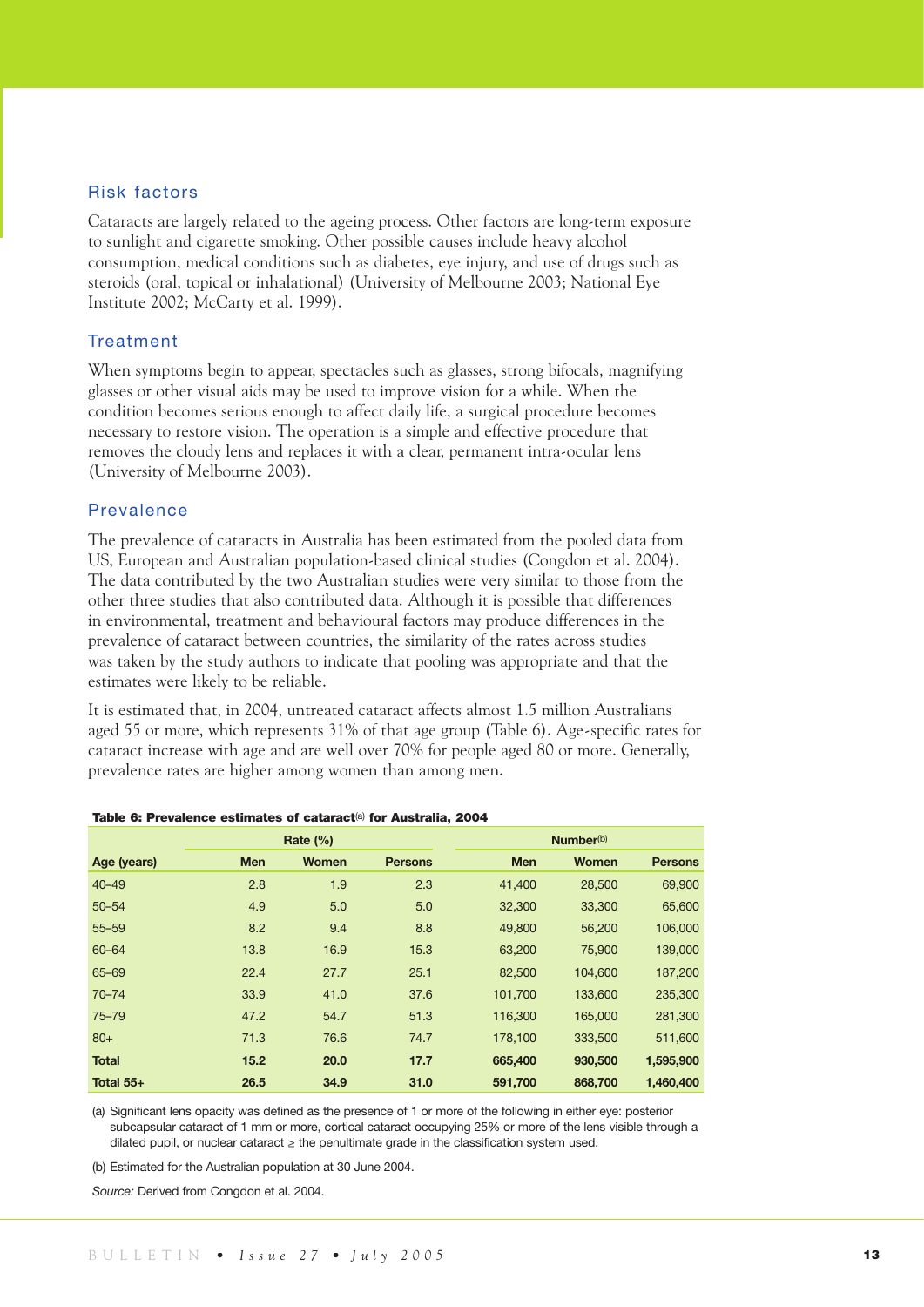## Risk factors

Cataracts are largely related to the ageing process. Other factors are long-term exposure to sunlight and cigarette smoking. Other possible causes include heavy alcohol consumption, medical conditions such as diabetes, eye injury, and use of drugs such as steroids (oral, topical or inhalational) (University of Melbourne 2003; National Eye Institute 2002; McCarty et al. 1999).

## Treatment

When symptoms begin to appear, spectacles such as glasses, strong bifocals, magnifying glasses or other visual aids may be used to improve vision for a while. When the condition becomes serious enough to affect daily life, a surgical procedure becomes necessary to restore vision. The operation is a simple and effective procedure that removes the cloudy lens and replaces it with a clear, permanent intra-ocular lens (University of Melbourne 2003).

## Prevalence

The prevalence of cataracts in Australia has been estimated from the pooled data from US, European and Australian population-based clinical studies (Congdon et al. 2004). The data contributed by the two Australian studies were very similar to those from the other three studies that also contributed data. Although it is possible that differences in environmental, treatment and behavioural factors may produce differences in the prevalence of cataract between countries, the similarity of the rates across studies was taken by the study authors to indicate that pooling was appropriate and that the estimates were likely to be reliable.

It is estimated that, in 2004, untreated cataract affects almost 1.5 million Australians aged 55 or more, which represents 31% of that age group (Table 6). Age-specific rates for cataract increase with age and are well over 70% for people aged 80 or more. Generally, prevalence rates are higher among women than among men.

**Table 6: Prevalence estimates of cataract[(a)] for Australia, 2004**

| | Rate (%) | | | Number[(b)] | | |
|---|---|---|---|---|---|---|
| **Age (years)** | **Men** | **Women** | **Persons** | **Men** | **Women** | **Persons** |
| 40–49 | 2.8 | 1.9 | 2.3 | 41,400 | 28,500 | 69,900 |
| 50–54 | 4.9 | 5.0 | 5.0 | 32,300 | 33,300 | 65,600 |
| 55–59 | 8.2 | 9.4 | 8.8 | 49,800 | 56,200 | 106,000 |
| 60–64 | 13.8 | 16.9 | 15.3 | 63,200 | 75,900 | 139,000 |
| 65–69 | 22.4 | 27.7 | 25.1 | 82,500 | 104,600 | 187,200 |
| 70–74 | 33.9 | 41.0 | 37.6 | 101,700 | 133,600 | 235,300 |
| 75–79 | 47.2 | 54.7 | 51.3 | 116,300 | 165,000 | 281,300 |
| 80+ | 71.3 | 76.6 | 74.7 | 178,100 | 333,500 | 511,600 |
| **Total** | **15.2** | **20.0** | **17.7** | **665,400** | **930,500** | **1,595,900** |
| **Total 55+** | **26.5** | **34.9** | **31.0** | **591,700** | **868,700** | **1,460,400** |

(a) Significant lens opacity was defined as the presence of 1 or more of the following in either eye: posterior subcapsular cataract of 1 mm or more, cortical cataract occupying 25% or more of the lens visible through a dilated pupil, or nuclear cataract ≥ the penultimate grade in the classification system used.

(b) Estimated for the Australian population at 30 June 2004.

*Source:* Derived from Congdon et al. 2004.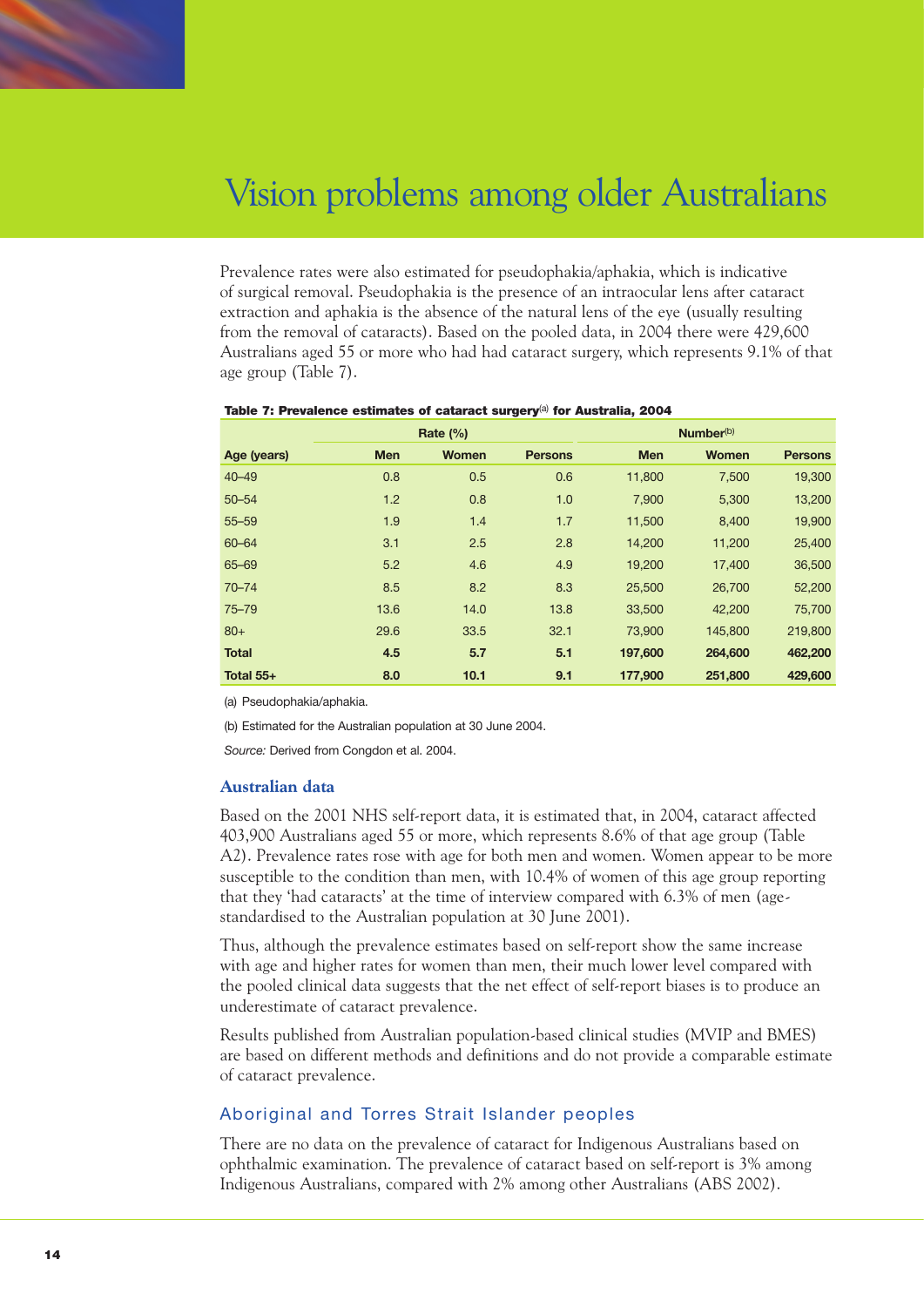#  Vision problems among older Australians

Prevalence rates were also estimated for pseudophakia/aphakia, which is indicative of surgical removal. Pseudophakia is the presence of an intraocular lens after cataract extraction and aphakia is the absence of the natural lens of the eye (usually resulting from the removal of cataracts). Based on the pooled data, in 2004 there were 429,600 Australians aged 55 or more who had had cataract surgery, which represents 9.1% of that age group (Table 7).

**Table 7: Prevalence estimates of cataract surgery[(a)] for Australia, 2004**

| | Rate (%) | | | Number[(b)] | | |
|---|---|---|---|---|---|---|
| Age (years) | Men | Women | Persons | Men | Women | Persons |
| 40–49 | 0.8 | 0.5 | 0.6 | 11,800 | 7,500 | 19,300 |
| 50–54 | 1.2 | 0.8 | 1.0 | 7,900 | 5,300 | 13,200 |
| 55–59 | 1.9 | 1.4 | 1.7 | 11,500 | 8,400 | 19,900 |
| 60–64 | 3.1 | 2.5 | 2.8 | 14,200 | 11,200 | 25,400 |
| 65–69 | 5.2 | 4.6 | 4.9 | 19,200 | 17,400 | 36,500 |
| 70–74 | 8.5 | 8.2 | 8.3 | 25,500 | 26,700 | 52,200 |
| 75–79 | 13.6 | 14.0 | 13.8 | 33,500 | 42,200 | 75,700 |
| 80+ | 29.6 | 33.5 | 32.1 | 73,900 | 145,800 | 219,800 |
| **Total** | **4.5** | **5.7** | **5.1** | **197,600** | **264,600** | **462,200** |
| **Total 55+** | **8.0** | **10.1** | **9.1** | **177,900** | **251,800** | **429,600** |

(a) Pseudophakia/aphakia.

(b) Estimated for the Australian population at 30 June 2004.

*Source:* Derived from Congdon et al. 2004.

### Australian data

Based on the 2001 NHS self-report data, it is estimated that, in 2004, cataract affected 403,900 Australians aged 55 or more, which represents 8.6% of that age group (Table A2). Prevalence rates rose with age for both men and women. Women appear to be more susceptible to the condition than men, with 10.4% of women of this age group reporting that they 'had cataracts' at the time of interview compared with 6.3% of men (age-standardised to the Australian population at 30 June 2001).

Thus, although the prevalence estimates based on self-report show the same increase with age and higher rates for women than men, their much lower level compared with the pooled clinical data suggests that the net effect of self-report biases is to produce an underestimate of cataract prevalence.

Results published from Australian population-based clinical studies (MVIP and BMES) are based on different methods and definitions and do not provide a comparable estimate of cataract prevalence.

### Aboriginal and Torres Strait Islander peoples

There are no data on the prevalence of cataract for Indigenous Australians based on ophthalmic examination. The prevalence of cataract based on self-report is 3% among Indigenous Australians, compared with 2% among other Australians (ABS 2002).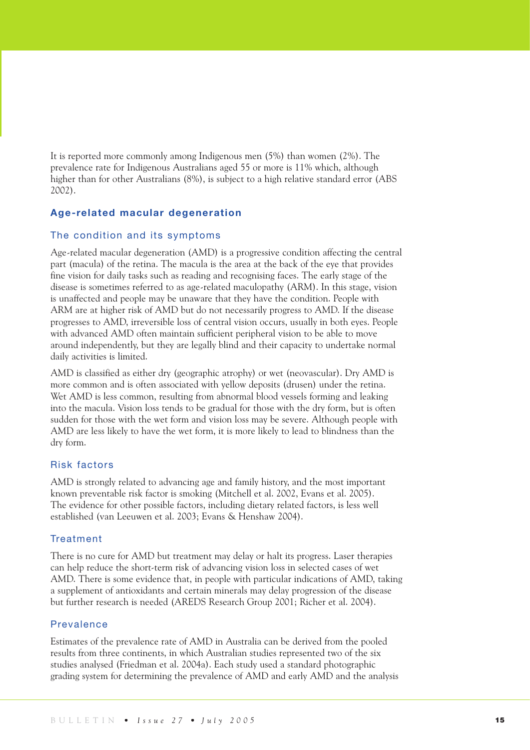It is reported more commonly among Indigenous men (5%) than women (2%). The prevalence rate for Indigenous Australians aged 55 or more is 11% which, although higher than for other Australians (8%), is subject to a high relative standard error (ABS 2002).

## Age-related macular degeneration

### The condition and its symptoms

Age-related macular degeneration (AMD) is a progressive condition affecting the central part (macula) of the retina. The macula is the area at the back of the eye that provides fine vision for daily tasks such as reading and recognising faces. The early stage of the disease is sometimes referred to as age-related maculopathy (ARM). In this stage, vision is unaffected and people may be unaware that they have the condition. People with ARM are at higher risk of AMD but do not necessarily progress to AMD. If the disease progresses to AMD, irreversible loss of central vision occurs, usually in both eyes. People with advanced AMD often maintain sufficient peripheral vision to be able to move around independently, but they are legally blind and their capacity to undertake normal daily activities is limited.

AMD is classified as either dry (geographic atrophy) or wet (neovascular). Dry AMD is more common and is often associated with yellow deposits (drusen) under the retina. Wet AMD is less common, resulting from abnormal blood vessels forming and leaking into the macula. Vision loss tends to be gradual for those with the dry form, but is often sudden for those with the wet form and vision loss may be severe. Although people with AMD are less likely to have the wet form, it is more likely to lead to blindness than the dry form.

### Risk factors

AMD is strongly related to advancing age and family history, and the most important known preventable risk factor is smoking (Mitchell et al. 2002, Evans et al. 2005). The evidence for other possible factors, including dietary related factors, is less well established (van Leeuwen et al. 2003; Evans & Henshaw 2004).

### Treatment

There is no cure for AMD but treatment may delay or halt its progress. Laser therapies can help reduce the short-term risk of advancing vision loss in selected cases of wet AMD. There is some evidence that, in people with particular indications of AMD, taking a supplement of antioxidants and certain minerals may delay progression of the disease but further research is needed (AREDS Research Group 2001; Richer et al. 2004).

### Prevalence

Estimates of the prevalence rate of AMD in Australia can be derived from the pooled results from three continents, in which Australian studies represented two of the six studies analysed (Friedman et al. 2004a). Each study used a standard photographic grading system for determining the prevalence of AMD and early AMD and the analysis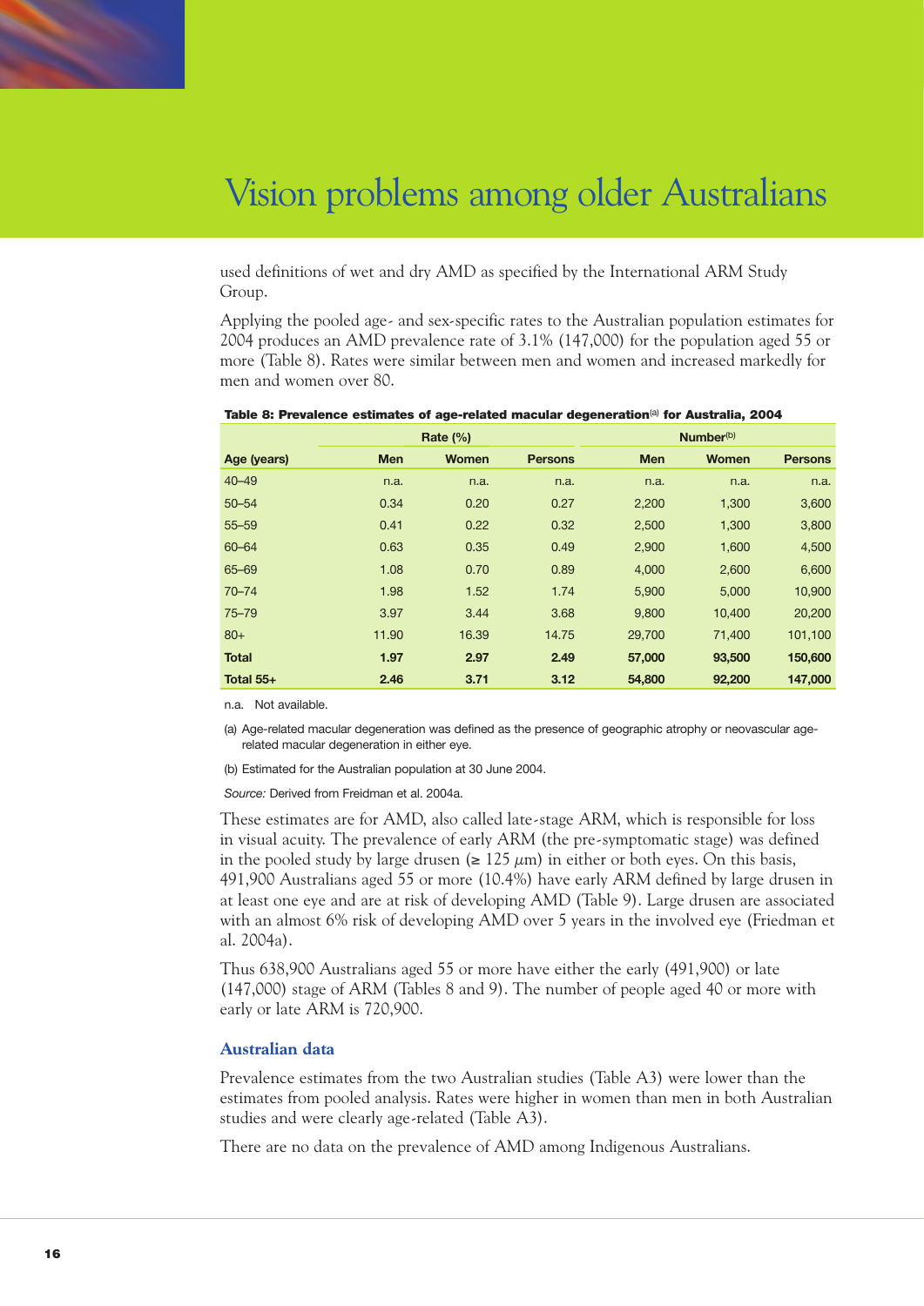used definitions of wet and dry AMD as specified by the International ARM Study Group.

Applying the pooled age- and sex-specific rates to the Australian population estimates for 2004 produces an AMD prevalence rate of 3.1% (147,000) for the population aged 55 or more (Table 8). Rates were similar between men and women and increased markedly for men and women over 80.

**Table 8: Prevalence estimates of age-related macular degeneration[a] for Australia, 2004**

| | Rate (%) | | | Number[b] | | |
|---|---|---|---|---|---|---|
| Age (years) | Men | Women | Persons | Men | Women | Persons |
| 40–49 | n.a. | n.a. | n.a. | n.a. | n.a. | n.a. |
| 50–54 | 0.34 | 0.20 | 0.27 | 2,200 | 1,300 | 3,600 |
| 55–59 | 0.41 | 0.22 | 0.32 | 2,500 | 1,300 | 3,800 |
| 60–64 | 0.63 | 0.35 | 0.49 | 2,900 | 1,600 | 4,500 |
| 65–69 | 1.08 | 0.70 | 0.89 | 4,000 | 2,600 | 6,600 |
| 70–74 | 1.98 | 1.52 | 1.74 | 5,900 | 5,000 | 10,900 |
| 75–79 | 3.97 | 3.44 | 3.68 | 9,800 | 10,400 | 20,200 |
| 80+ | 11.90 | 16.39 | 14.75 | 29,700 | 71,400 | 101,100 |
| **Total** | **1.97** | **2.97** | **2.49** | **57,000** | **93,500** | **150,600** |
| **Total 55+** | **2.46** | **3.71** | **3.12** | **54,800** | **92,200** | **147,000** |

n.a. Not available.

(a) Age-related macular degeneration was defined as the presence of geographic atrophy or neovascular age-related macular degeneration in either eye.

(b) Estimated for the Australian population at 30 June 2004.

*Source:* Derived from Freidman et al. 2004a.

These estimates are for AMD, also called late-stage ARM, which is responsible for loss in visual acuity. The prevalence of early ARM (the pre-symptomatic stage) was defined in the pooled study by large drusen (≥ 125 $\mu$m) in either or both eyes. On this basis, 491,900 Australians aged 55 or more (10.4%) have early ARM defined by large drusen in at least one eye and are at risk of developing AMD (Table 9). Large drusen are associated with an almost 6% risk of developing AMD over 5 years in the involved eye (Friedman et al. 2004a).

Thus 638,900 Australians aged 55 or more have either the early (491,900) or late (147,000) stage of ARM (Tables 8 and 9). The number of people aged 40 or more with early or late ARM is 720,900.

### Australian data

Prevalence estimates from the two Australian studies (Table A3) were lower than the estimates from pooled analysis. Rates were higher in women than men in both Australian studies and were clearly age-related (Table A3).

There are no data on the prevalence of AMD among Indigenous Australians.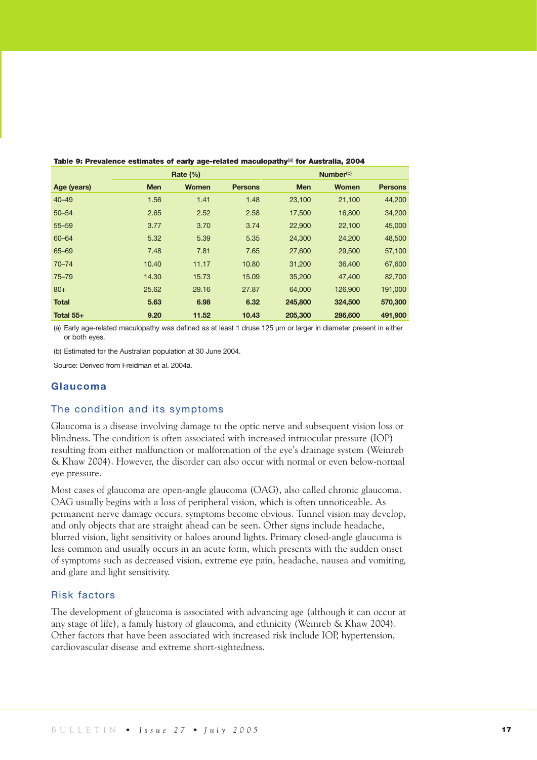**Table 9: Prevalence estimates of early age-related maculopathy[(a)] for Australia, 2004**

| | Rate (%) | | | Number[(b)] | | |
|---|---|---|---|---|---|---|
| Age (years) | Men | Women | Persons | Men | Women | Persons |
| 40–49 | 1.56 | 1.41 | 1.48 | 23,100 | 21,100 | 44,200 |
| 50–54 | 2.65 | 2.52 | 2.58 | 17,500 | 16,800 | 34,200 |
| 55–59 | 3.77 | 3.70 | 3.74 | 22,900 | 22,100 | 45,000 |
| 60–64 | 5.32 | 5.39 | 5.35 | 24,300 | 24,200 | 48,500 |
| 65–69 | 7.48 | 7.81 | 7.65 | 27,600 | 29,500 | 57,100 |
| 70–74 | 10.40 | 11.17 | 10.80 | 31,200 | 36,400 | 67,600 |
| 75–79 | 14.30 | 15.73 | 15.09 | 35,200 | 47,400 | 82,700 |
| 80+ | 25.62 | 29.16 | 27.87 | 64,000 | 126,900 | 191,000 |
| **Total** | **5.63** | **6.98** | **6.32** | **245,800** | **324,500** | **570,300** |
| **Total 55+** | **9.20** | **11.52** | **10.43** | **205,300** | **286,600** | **491,900** |

(a) Early age-related maculopathy was defined as at least 1 druse 125 µm or larger in diameter present in either or both eyes.

(b) Estimated for the Australian population at 30 June 2004.

Source: Derived from Freidman et al. 2004a.

## Glaucoma

### The condition and its symptoms

Glaucoma is a disease involving damage to the optic nerve and subsequent vision loss or blindness. The condition is often associated with increased intraocular pressure (IOP) resulting from either malfunction or malformation of the eye's drainage system (Weinreb & Khaw 2004). However, the disorder can also occur with normal or even below-normal eye pressure.

Most cases of glaucoma are open-angle glaucoma (OAG), also called chronic glaucoma. OAG usually begins with a loss of peripheral vision, which is often unnoticeable. As permanent nerve damage occurs, symptoms become obvious. Tunnel vision may develop, and only objects that are straight ahead can be seen. Other signs include headache, blurred vision, light sensitivity or haloes around lights. Primary closed-angle glaucoma is less common and usually occurs in an acute form, which presents with the sudden onset of symptoms such as decreased vision, extreme eye pain, headache, nausea and vomiting, and glare and light sensitivity.

### Risk factors

The development of glaucoma is associated with advancing age (although it can occur at any stage of life), a family history of glaucoma, and ethnicity (Weinreb & Khaw 2004). Other factors that have been associated with increased risk include IOP, hypertension, cardiovascular disease and extreme short-sightedness.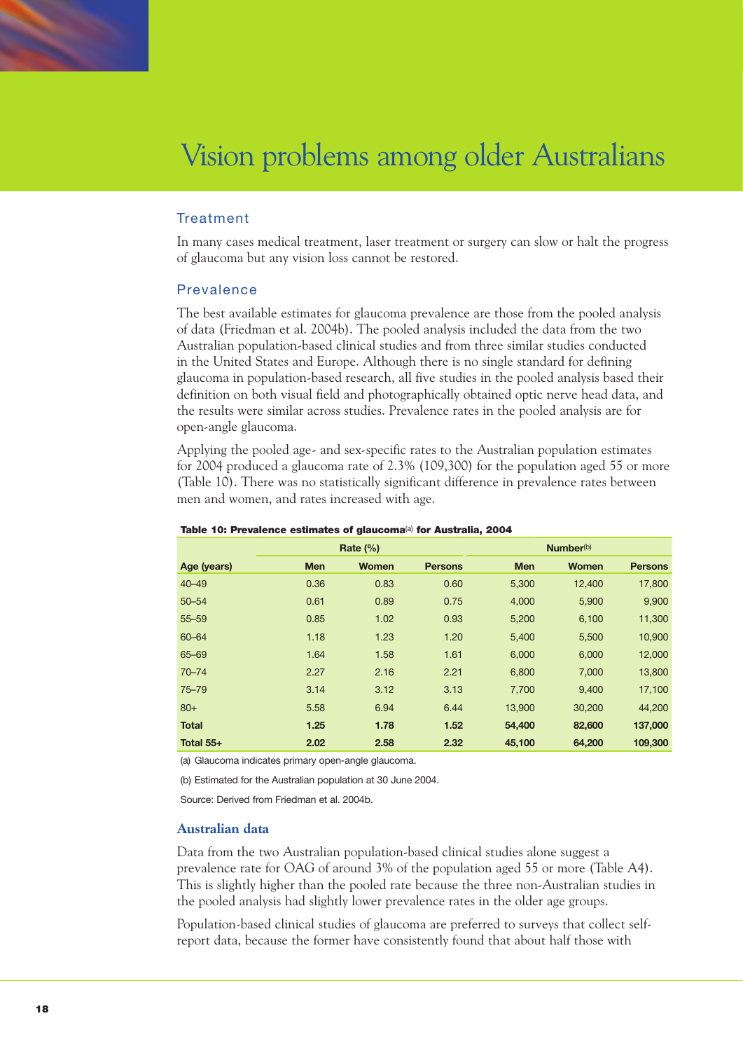# Vision problems among older Australians

## Treatment

In many cases medical treatment, laser treatment or surgery can slow or halt the progress of glaucoma but any vision loss cannot be restored.

## Prevalence

The best available estimates for glaucoma prevalence are those from the pooled analysis of data (Friedman et al. 2004b). The pooled analysis included the data from the two Australian population-based clinical studies and from three similar studies conducted in the United States and Europe. Although there is no single standard for defining glaucoma in population-based research, all five studies in the pooled analysis based their definition on both visual field and photographically obtained optic nerve head data, and the results were similar across studies. Prevalence rates in the pooled analysis are for open-angle glaucoma.

Applying the pooled age- and sex-specific rates to the Australian population estimates for 2004 produced a glaucoma rate of 2.3% (109,300) for the population aged 55 or more (Table 10). There was no statistically significant difference in prevalence rates between men and women, and rates increased with age.

**Table 10: Prevalence estimates of glaucoma[(a)] for Australia, 2004**

| | Rate (%) | | | Number[(b)] | | |
|---|---|---|---|---|---|---|
| **Age (years)** | **Men** | **Women** | **Persons** | **Men** | **Women** | **Persons** |
| 40–49 | 0.36 | 0.83 | 0.60 | 5,300 | 12,400 | 17,800 |
| 50–54 | 0.61 | 0.89 | 0.75 | 4,000 | 5,900 | 9,900 |
| 55–59 | 0.85 | 1.02 | 0.93 | 5,200 | 6,100 | 11,300 |
| 60–64 | 1.18 | 1.23 | 1.20 | 5,400 | 5,500 | 10,900 |
| 65–69 | 1.64 | 1.58 | 1.61 | 6,000 | 6,000 | 12,000 |
| 70–74 | 2.27 | 2.16 | 2.21 | 6,800 | 7,000 | 13,800 |
| 75–79 | 3.14 | 3.12 | 3.13 | 7,700 | 9,400 | 17,100 |
| 80+ | 5.58 | 6.94 | 6.44 | 13,900 | 30,200 | 44,200 |
| **Total** | **1.25** | **1.78** | **1.52** | **54,400** | **82,600** | **137,000** |
| **Total 55+** | **2.02** | **2.58** | **2.32** | **45,100** | **64,200** | **109,300** |

(a) Glaucoma indicates primary open-angle glaucoma.

(b) Estimated for the Australian population at 30 June 2004.

Source: Derived from Friedman et al. 2004b.

### Australian data

Data from the two Australian population-based clinical studies alone suggest a prevalence rate for OAG of around 3% of the population aged 55 or more (Table A4). This is slightly higher than the pooled rate because the three non-Australian studies in the pooled analysis had slightly lower prevalence rates in the older age groups.

Population-based clinical studies of glaucoma are preferred to surveys that collect self-report data, because the former have consistently found that about half those with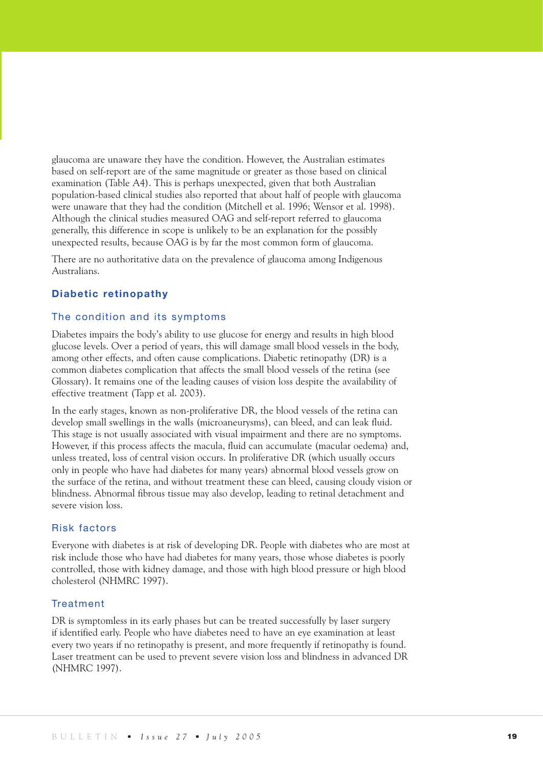glaucoma are unaware they have the condition. However, the Australian estimates based on self-report are of the same magnitude or greater as those based on clinical examination (Table A4). This is perhaps unexpected, given that both Australian population-based clinical studies also reported that about half of people with glaucoma were unaware that they had the condition (Mitchell et al. 1996; Wensor et al. 1998). Although the clinical studies measured OAG and self-report referred to glaucoma generally, this difference in scope is unlikely to be an explanation for the possibly unexpected results, because OAG is by far the most common form of glaucoma.

There are no authoritative data on the prevalence of glaucoma among Indigenous Australians.

## Diabetic retinopathy

### The condition and its symptoms

Diabetes impairs the body's ability to use glucose for energy and results in high blood glucose levels. Over a period of years, this will damage small blood vessels in the body, among other effects, and often cause complications. Diabetic retinopathy (DR) is a common diabetes complication that affects the small blood vessels of the retina (see Glossary). It remains one of the leading causes of vision loss despite the availability of effective treatment (Tapp et al. 2003).

In the early stages, known as non-proliferative DR, the blood vessels of the retina can develop small swellings in the walls (microaneurysms), can bleed, and can leak fluid. This stage is not usually associated with visual impairment and there are no symptoms. However, if this process affects the macula, fluid can accumulate (macular oedema) and, unless treated, loss of central vision occurs. In proliferative DR (which usually occurs only in people who have had diabetes for many years) abnormal blood vessels grow on the surface of the retina, and without treatment these can bleed, causing cloudy vision or blindness. Abnormal fibrous tissue may also develop, leading to retinal detachment and severe vision loss.

### Risk factors

Everyone with diabetes is at risk of developing DR. People with diabetes who are most at risk include those who have had diabetes for many years, those whose diabetes is poorly controlled, those with kidney damage, and those with high blood pressure or high blood cholesterol (NHMRC 1997).

### Treatment

DR is symptomless in its early phases but can be treated successfully by laser surgery if identified early. People who have diabetes need to have an eye examination at least every two years if no retinopathy is present, and more frequently if retinopathy is found. Laser treatment can be used to prevent severe vision loss and blindness in advanced DR (NHMRC 1997).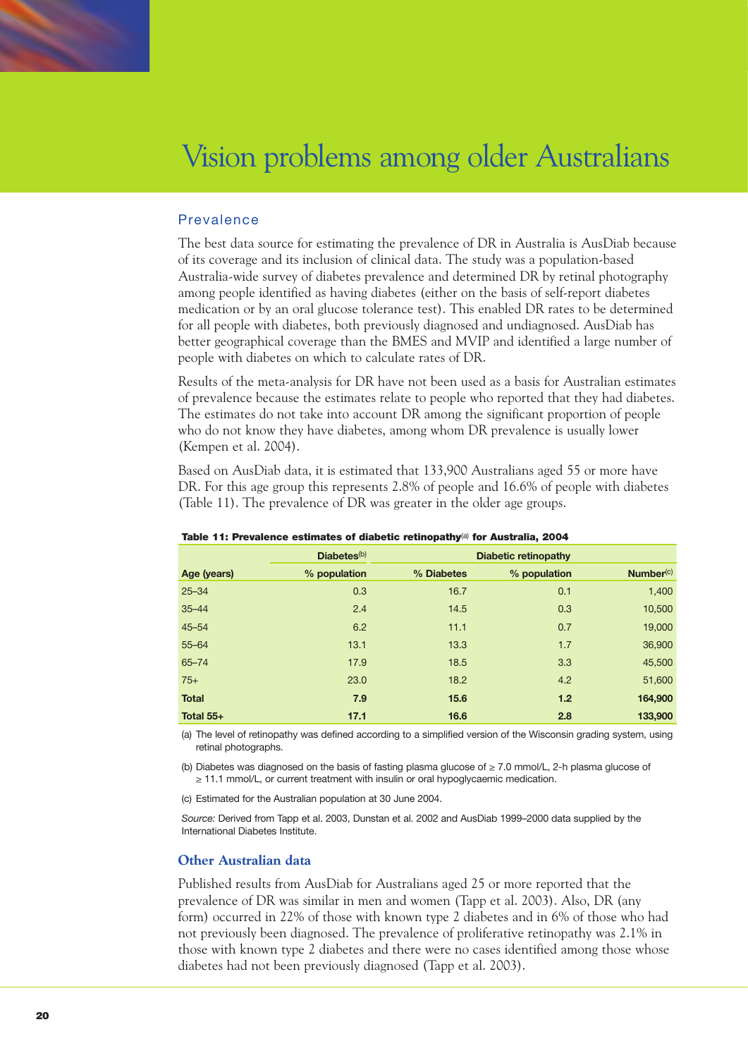# Vision problems among older Australians

## Prevalence

The best data source for estimating the prevalence of DR in Australia is AusDiab because of its coverage and its inclusion of clinical data. The study was a population-based Australia-wide survey of diabetes prevalence and determined DR by retinal photography among people identified as having diabetes (either on the basis of self-report diabetes medication or by an oral glucose tolerance test). This enabled DR rates to be determined for all people with diabetes, both previously diagnosed and undiagnosed. AusDiab has better geographical coverage than the BMES and MVIP and identified a large number of people with diabetes on which to calculate rates of DR.

Results of the meta-analysis for DR have not been used as a basis for Australian estimates of prevalence because the estimates relate to people who reported that they had diabetes. The estimates do not take into account DR among the significant proportion of people who do not know they have diabetes, among whom DR prevalence is usually lower (Kempen et al. 2004).

Based on AusDiab data, it is estimated that 133,900 Australians aged 55 or more have DR. For this age group this represents 2.8% of people and 16.6% of people with diabetes (Table 11). The prevalence of DR was greater in the older age groups.

**Table 11: Prevalence estimates of diabetic retinopathy[a] for Australia, 2004**

| | Diabetes[b] | Diabetic retinopathy | | |
|---|---|---|---|---|
| Age (years) | % population | % Diabetes | % population | Number[c] |
| 25–34 | 0.3 | 16.7 | 0.1 | 1,400 |
| 35–44 | 2.4 | 14.5 | 0.3 | 10,500 |
| 45–54 | 6.2 | 11.1 | 0.7 | 19,000 |
| 55–64 | 13.1 | 13.3 | 1.7 | 36,900 |
| 65–74 | 17.9 | 18.5 | 3.3 | 45,500 |
| 75+ | 23.0 | 18.2 | 4.2 | 51,600 |
| **Total** | **7.9** | **15.6** | **1.2** | **164,900** |
| **Total 55+** | **17.1** | **16.6** | **2.8** | **133,900** |

(a) The level of retinopathy was defined according to a simplified version of the Wisconsin grading system, using retinal photographs.

(b) Diabetes was diagnosed on the basis of fasting plasma glucose of ≥ 7.0 mmol/L, 2-h plasma glucose of ≥ 11.1 mmol/L, or current treatment with insulin or oral hypoglycaemic medication.

(c) Estimated for the Australian population at 30 June 2004.

*Source:* Derived from Tapp et al. 2003, Dunstan et al. 2002 and AusDiab 1999–2000 data supplied by the International Diabetes Institute.

### Other Australian data

Published results from AusDiab for Australians aged 25 or more reported that the prevalence of DR was similar in men and women (Tapp et al. 2003). Also, DR (any form) occurred in 22% of those with known type 2 diabetes and in 6% of those who had not previously been diagnosed. The prevalence of proliferative retinopathy was 2.1% in those with known type 2 diabetes and there were no cases identified among those whose diabetes had not been previously diagnosed (Tapp et al. 2003).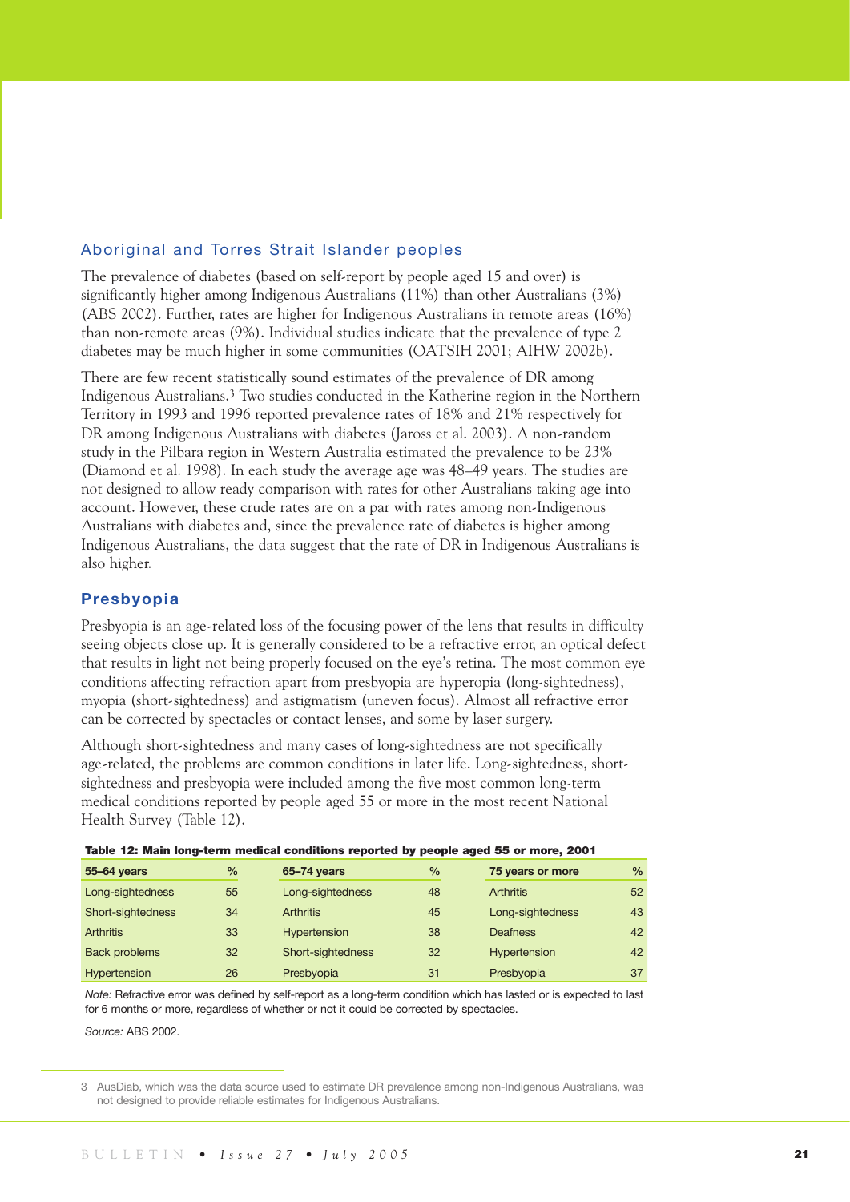### Aboriginal and Torres Strait Islander peoples

The prevalence of diabetes (based on self-report by people aged 15 and over) is significantly higher among Indigenous Australians (11%) than other Australians (3%) (ABS 2002). Further, rates are higher for Indigenous Australians in remote areas (16%) than non-remote areas (9%). Individual studies indicate that the prevalence of type 2 diabetes may be much higher in some communities (OATSIH 2001; AIHW 2002b).

There are few recent statistically sound estimates of the prevalence of DR among Indigenous Australians.[3] Two studies conducted in the Katherine region in the Northern Territory in 1993 and 1996 reported prevalence rates of 18% and 21% respectively for DR among Indigenous Australians with diabetes (Jaross et al. 2003). A non-random study in the Pilbara region in Western Australia estimated the prevalence to be 23% (Diamond et al. 1998). In each study the average age was 48–49 years. The studies are not designed to allow ready comparison with rates for other Australians taking age into account. However, these crude rates are on a par with rates among non-Indigenous Australians with diabetes and, since the prevalence rate of diabetes is higher among Indigenous Australians, the data suggest that the rate of DR in Indigenous Australians is also higher.

## Presbyopia

Presbyopia is an age-related loss of the focusing power of the lens that results in difficulty seeing objects close up. It is generally considered to be a refractive error, an optical defect that results in light not being properly focused on the eye's retina. The most common eye conditions affecting refraction apart from presbyopia are hyperopia (long-sightedness), myopia (short-sightedness) and astigmatism (uneven focus). Almost all refractive error can be corrected by spectacles or contact lenses, and some by laser surgery.

Although short-sightedness and many cases of long-sightedness are not specifically age-related, the problems are common conditions in later life. Long-sightedness, short-sightedness and presbyopia were included among the five most common long-term medical conditions reported by people aged 55 or more in the most recent National Health Survey (Table 12).

**Table 12: Main long-term medical conditions reported by people aged 55 or more, 2001**

| 55–64 years | % | 65–74 years | % | 75 years or more | % |
|---|---|---|---|---|---|
| Long-sightedness | 55 | Long-sightedness | 48 | Arthritis | 52 |
| Short-sightedness | 34 | Arthritis | 45 | Long-sightedness | 43 |
| Arthritis | 33 | Hypertension | 38 | Deafness | 42 |
| Back problems | 32 | Short-sightedness | 32 | Hypertension | 42 |
| Hypertension | 26 | Presbyopia | 31 | Presbyopia | 37 |

*Note:* Refractive error was defined by self-report as a long-term condition which has lasted or is expected to last for 6 months or more, regardless of whether or not it could be corrected by spectacles.

*Source:* ABS 2002.

3 AusDiab, which was the data source used to estimate DR prevalence among non-Indigenous Australians, was not designed to provide reliable estimates for Indigenous Australians.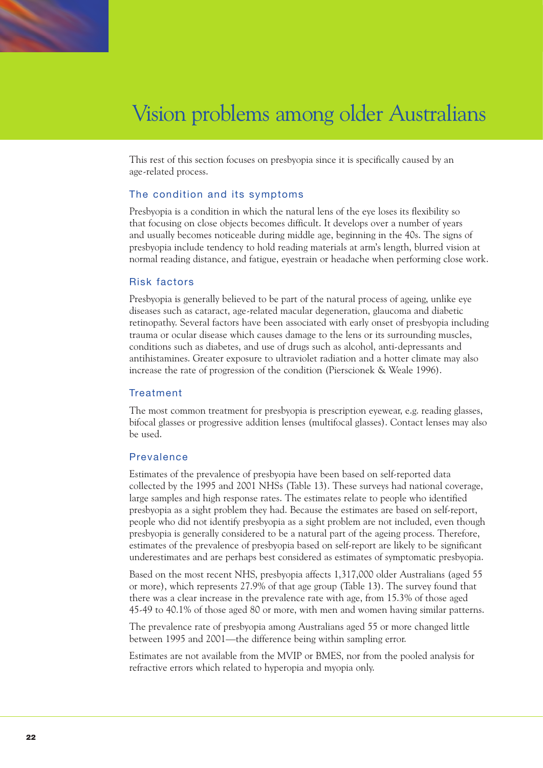# Vision problems among older Australians

This rest of this section focuses on presbyopia since it is specifically caused by an age-related process.

### The condition and its symptoms

Presbyopia is a condition in which the natural lens of the eye loses its flexibility so that focusing on close objects becomes difficult. It develops over a number of years and usually becomes noticeable during middle age, beginning in the 40s. The signs of presbyopia include tendency to hold reading materials at arm's length, blurred vision at normal reading distance, and fatigue, eyestrain or headache when performing close work.

### Risk factors

Presbyopia is generally believed to be part of the natural process of ageing, unlike eye diseases such as cataract, age-related macular degeneration, glaucoma and diabetic retinopathy. Several factors have been associated with early onset of presbyopia including trauma or ocular disease which causes damage to the lens or its surrounding muscles, conditions such as diabetes, and use of drugs such as alcohol, anti-depressants and antihistamines. Greater exposure to ultraviolet radiation and a hotter climate may also increase the rate of progression of the condition (Pierscionek & Weale 1996).

### Treatment

The most common treatment for presbyopia is prescription eyewear, e.g. reading glasses, bifocal glasses or progressive addition lenses (multifocal glasses). Contact lenses may also be used.

### Prevalence

Estimates of the prevalence of presbyopia have been based on self-reported data collected by the 1995 and 2001 NHSs (Table 13). These surveys had national coverage, large samples and high response rates. The estimates relate to people who identified presbyopia as a sight problem they had. Because the estimates are based on self-report, people who did not identify presbyopia as a sight problem are not included, even though presbyopia is generally considered to be a natural part of the ageing process. Therefore, estimates of the prevalence of presbyopia based on self-report are likely to be significant underestimates and are perhaps best considered as estimates of symptomatic presbyopia.

Based on the most recent NHS, presbyopia affects 1,317,000 older Australians (aged 55 or more), which represents 27.9% of that age group (Table 13). The survey found that there was a clear increase in the prevalence rate with age, from 15.3% of those aged 45-49 to 40.1% of those aged 80 or more, with men and women having similar patterns.

The prevalence rate of presbyopia among Australians aged 55 or more changed little between 1995 and 2001—the difference being within sampling error.

Estimates are not available from the MVIP or BMES, nor from the pooled analysis for refractive errors which related to hyperopia and myopia only.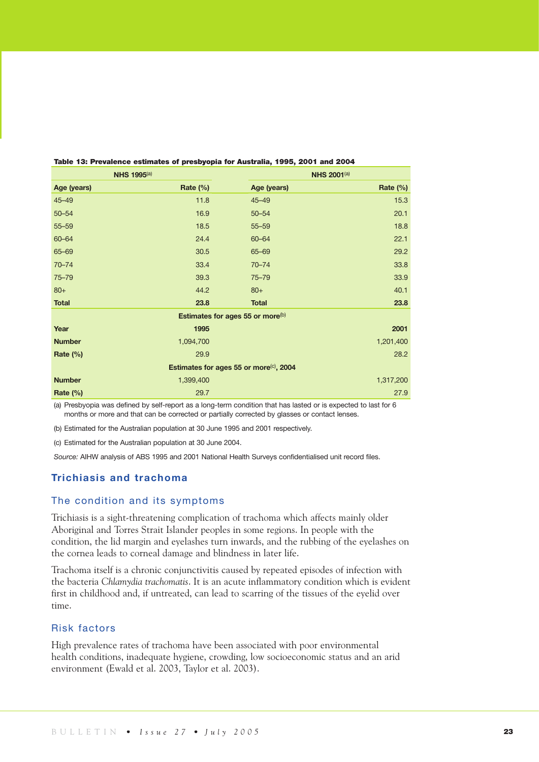**Table 13: Prevalence estimates of presbyopia for Australia, 1995, 2001 and 2004**

| NHS 1995[(a)] | | NHS 2001[(a)] | |
|---|---|---|---|
| **Age (years)** | **Rate (%)** | **Age (years)** | **Rate (%)** |
| 45–49 | 11.8 | 45–49 | 15.3 |
| 50–54 | 16.9 | 50–54 | 20.1 |
| 55–59 | 18.5 | 55–59 | 18.8 |
| 60–64 | 24.4 | 60–64 | 22.1 |
| 65–69 | 30.5 | 65–69 | 29.2 |
| 70–74 | 33.4 | 70–74 | 33.8 |
| 75–79 | 39.3 | 75–79 | 33.9 |
| 80+ | 44.2 | 80+ | 40.1 |
| **Total** | **23.8** | **Total** | **23.8** |
| **Estimates for ages 55 or more[(b)]** | | | |
| **Year** | **1995** | | **2001** |
| **Number** | 1,094,700 | | 1,201,400 |
| **Rate (%)** | 29.9 | | 28.2 |
| **Estimates for ages 55 or more[(c)], 2004** | | | |
| **Number** | 1,399,400 | | 1,317,200 |
| **Rate (%)** | 29.7 | | 27.9 |

(a) Presbyopia was defined by self-report as a long-term condition that has lasted or is expected to last for 6 months or more and that can be corrected or partially corrected by glasses or contact lenses.

(b) Estimated for the Australian population at 30 June 1995 and 2001 respectively.

(c) Estimated for the Australian population at 30 June 2004.

*Source:* AIHW analysis of ABS 1995 and 2001 National Health Surveys confidentialised unit record files.

## Trichiasis and trachoma

### The condition and its symptoms

Trichiasis is a sight-threatening complication of trachoma which affects mainly older Aboriginal and Torres Strait Islander peoples in some regions. In people with the condition, the lid margin and eyelashes turn inwards, and the rubbing of the eyelashes on the cornea leads to corneal damage and blindness in later life.

Trachoma itself is a chronic conjunctivitis caused by repeated episodes of infection with the bacteria *Chlamydia trachomatis*. It is an acute inflammatory condition which is evident first in childhood and, if untreated, can lead to scarring of the tissues of the eyelid over time.

### Risk factors

High prevalence rates of trachoma have been associated with poor environmental health conditions, inadequate hygiene, crowding, low socioeconomic status and an arid environment (Ewald et al. 2003, Taylor et al. 2003).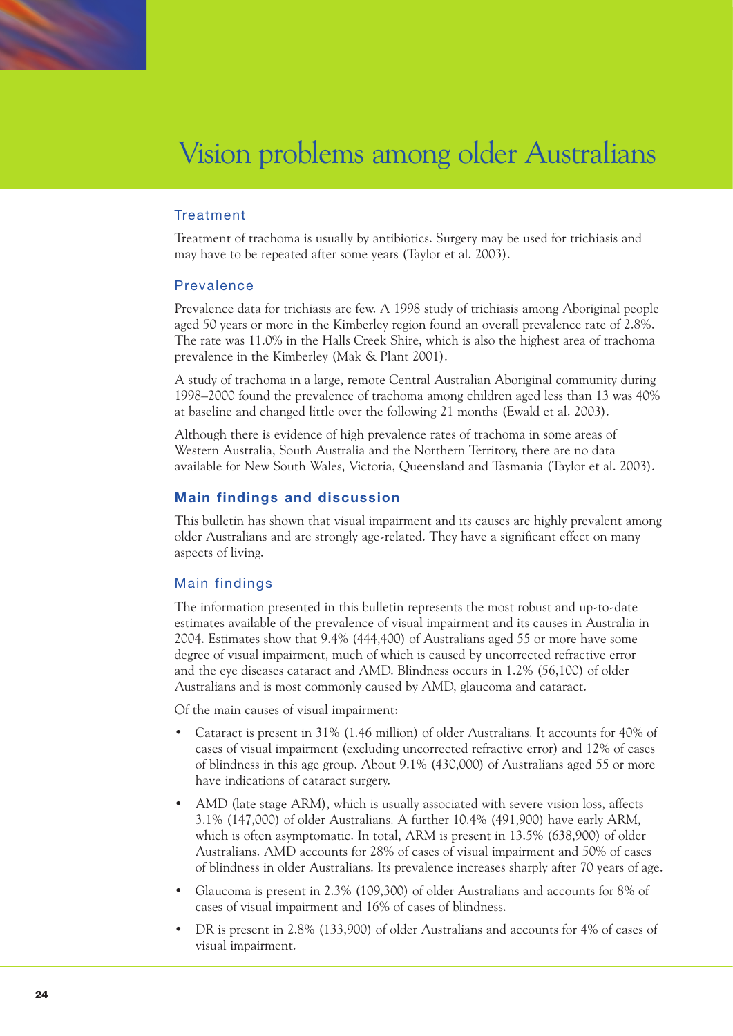# Vision problems among older Australians

### Treatment

Treatment of trachoma is usually by antibiotics. Surgery may be used for trichiasis and may have to be repeated after some years (Taylor et al. 2003).

### Prevalence

Prevalence data for trichiasis are few. A 1998 study of trichiasis among Aboriginal people aged 50 years or more in the Kimberley region found an overall prevalence rate of 2.8%. The rate was 11.0% in the Halls Creek Shire, which is also the highest area of trachoma prevalence in the Kimberley (Mak & Plant 2001).

A study of trachoma in a large, remote Central Australian Aboriginal community during 1998–2000 found the prevalence of trachoma among children aged less than 13 was 40% at baseline and changed little over the following 21 months (Ewald et al. 2003).

Although there is evidence of high prevalence rates of trachoma in some areas of Western Australia, South Australia and the Northern Territory, there are no data available for New South Wales, Victoria, Queensland and Tasmania (Taylor et al. 2003).

## Main findings and discussion

This bulletin has shown that visual impairment and its causes are highly prevalent among older Australians and are strongly age-related. They have a significant effect on many aspects of living.

### Main findings

The information presented in this bulletin represents the most robust and up-to-date estimates available of the prevalence of visual impairment and its causes in Australia in 2004. Estimates show that 9.4% (444,400) of Australians aged 55 or more have some degree of visual impairment, much of which is caused by uncorrected refractive error and the eye diseases cataract and AMD. Blindness occurs in 1.2% (56,100) of older Australians and is most commonly caused by AMD, glaucoma and cataract.

Of the main causes of visual impairment:

- Cataract is present in 31% (1.46 million) of older Australians. It accounts for 40% of cases of visual impairment (excluding uncorrected refractive error) and 12% of cases of blindness in this age group. About 9.1% (430,000) of Australians aged 55 or more have indications of cataract surgery.
- AMD (late stage ARM), which is usually associated with severe vision loss, affects 3.1% (147,000) of older Australians. A further 10.4% (491,900) have early ARM, which is often asymptomatic. In total, ARM is present in 13.5% (638,900) of older Australians. AMD accounts for 28% of cases of visual impairment and 50% of cases of blindness in older Australians. Its prevalence increases sharply after 70 years of age.
- Glaucoma is present in 2.3% (109,300) of older Australians and accounts for 8% of cases of visual impairment and 16% of cases of blindness.
- DR is present in 2.8% (133,900) of older Australians and accounts for 4% of cases of visual impairment.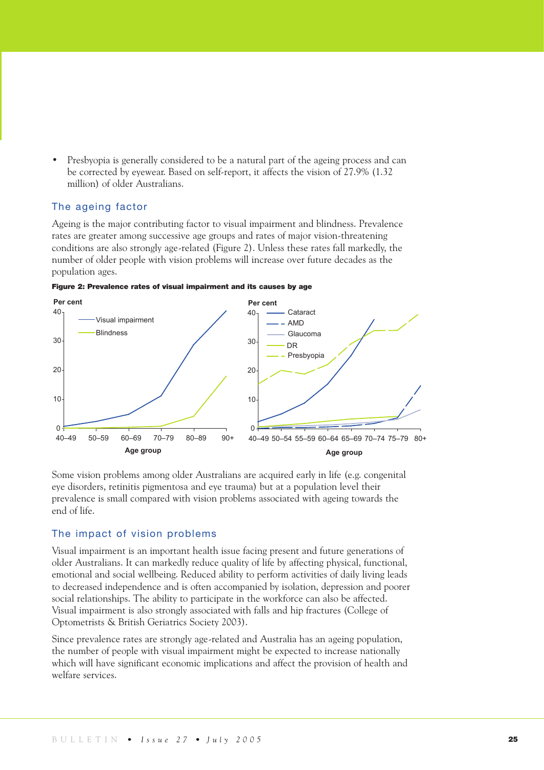- Presbyopia is generally considered to be a natural part of the ageing process and can be corrected by eyewear. Based on self-report, it affects the vision of 27.9% (1.32 million) of older Australians.

## The ageing factor

Ageing is the major contributing factor to visual impairment and blindness. Prevalence rates are greater among successive age groups and rates of major vision-threatening conditions are also strongly age-related (Figure 2). Unless these rates fall markedly, the number of older people with vision problems will increase over future decades as the population ages.

**Figure 2: Prevalence rates of visual impairment and its causes by age**

Some vision problems among older Australians are acquired early in life (e.g. congenital eye disorders, retinitis pigmentosa and eye trauma) but at a population level their prevalence is small compared with vision problems associated with ageing towards the end of life.

## The impact of vision problems

Visual impairment is an important health issue facing present and future generations of older Australians. It can markedly reduce quality of life by affecting physical, functional, emotional and social wellbeing. Reduced ability to perform activities of daily living leads to decreased independence and is often accompanied by isolation, depression and poorer social relationships. The ability to participate in the workforce can also be affected. Visual impairment is also strongly associated with falls and hip fractures (College of Optometrists & British Geriatrics Society 2003).

Since prevalence rates are strongly age-related and Australia has an ageing population, the number of people with visual impairment might be expected to increase nationally which will have significant economic implications and affect the provision of health and welfare services.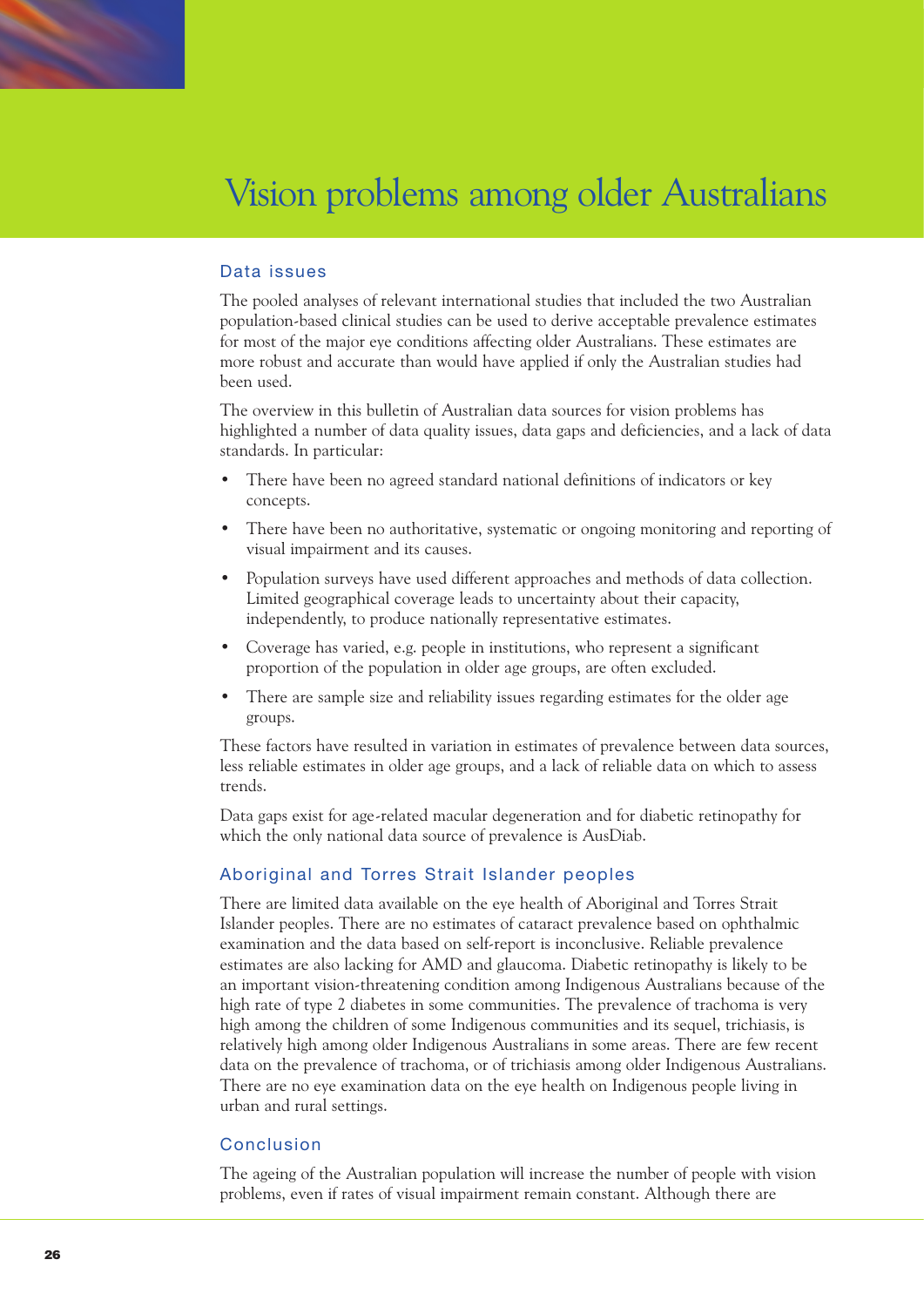# Vision problems among older Australians

## Data issues

The pooled analyses of relevant international studies that included the two Australian population-based clinical studies can be used to derive acceptable prevalence estimates for most of the major eye conditions affecting older Australians. These estimates are more robust and accurate than would have applied if only the Australian studies had been used.

The overview in this bulletin of Australian data sources for vision problems has highlighted a number of data quality issues, data gaps and deficiencies, and a lack of data standards. In particular:

- There have been no agreed standard national definitions of indicators or key concepts.
- There have been no authoritative, systematic or ongoing monitoring and reporting of visual impairment and its causes.
- Population surveys have used different approaches and methods of data collection. Limited geographical coverage leads to uncertainty about their capacity, independently, to produce nationally representative estimates.
- Coverage has varied, e.g. people in institutions, who represent a significant proportion of the population in older age groups, are often excluded.
- There are sample size and reliability issues regarding estimates for the older age groups.

These factors have resulted in variation in estimates of prevalence between data sources, less reliable estimates in older age groups, and a lack of reliable data on which to assess trends.

Data gaps exist for age-related macular degeneration and for diabetic retinopathy for which the only national data source of prevalence is AusDiab.

## Aboriginal and Torres Strait Islander peoples

There are limited data available on the eye health of Aboriginal and Torres Strait Islander peoples. There are no estimates of cataract prevalence based on ophthalmic examination and the data based on self-report is inconclusive. Reliable prevalence estimates are also lacking for AMD and glaucoma. Diabetic retinopathy is likely to be an important vision-threatening condition among Indigenous Australians because of the high rate of type 2 diabetes in some communities. The prevalence of trachoma is very high among the children of some Indigenous communities and its sequel, trichiasis, is relatively high among older Indigenous Australians in some areas. There are few recent data on the prevalence of trachoma, or of trichiasis among older Indigenous Australians. There are no eye examination data on the eye health on Indigenous people living in urban and rural settings.

## Conclusion

The ageing of the Australian population will increase the number of people with vision problems, even if rates of visual impairment remain constant. Although there are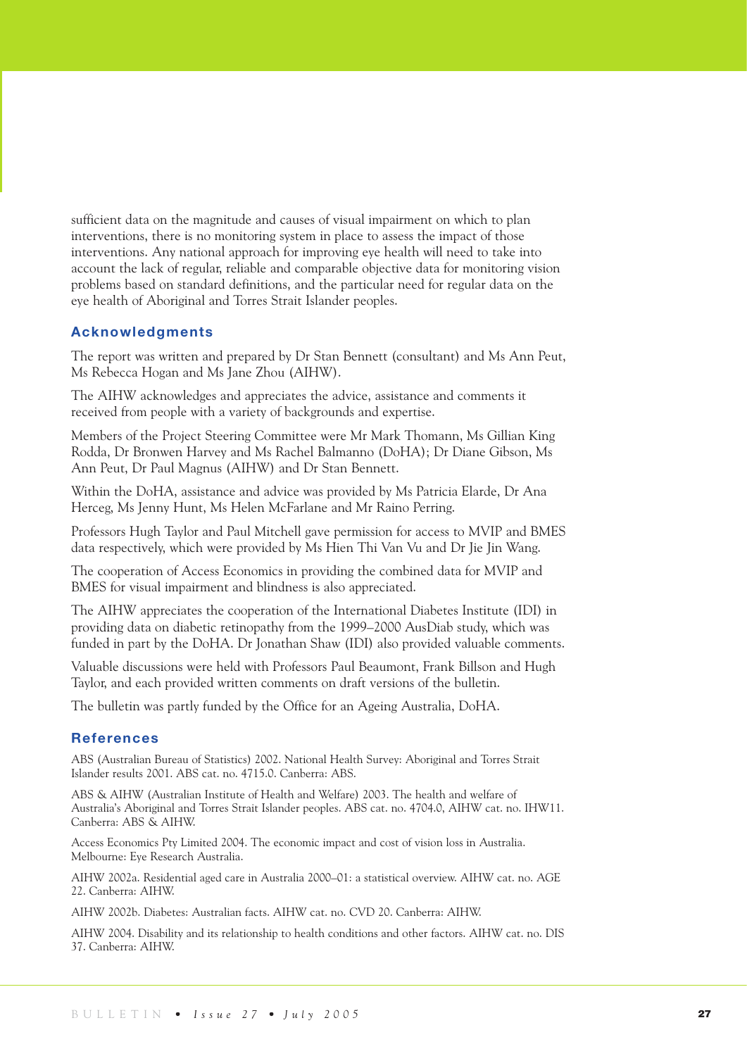sufficient data on the magnitude and causes of visual impairment on which to plan interventions, there is no monitoring system in place to assess the impact of those interventions. Any national approach for improving eye health will need to take into account the lack of regular, reliable and comparable objective data for monitoring vision problems based on standard definitions, and the particular need for regular data on the eye health of Aboriginal and Torres Strait Islander peoples.

## Acknowledgments

The report was written and prepared by Dr Stan Bennett (consultant) and Ms Ann Peut, Ms Rebecca Hogan and Ms Jane Zhou (AIHW).

The AIHW acknowledges and appreciates the advice, assistance and comments it received from people with a variety of backgrounds and expertise.

Members of the Project Steering Committee were Mr Mark Thomann, Ms Gillian King Rodda, Dr Bronwen Harvey and Ms Rachel Balmanno (DoHA); Dr Diane Gibson, Ms Ann Peut, Dr Paul Magnus (AIHW) and Dr Stan Bennett.

Within the DoHA, assistance and advice was provided by Ms Patricia Elarde, Dr Ana Herceg, Ms Jenny Hunt, Ms Helen McFarlane and Mr Raino Perring.

Professors Hugh Taylor and Paul Mitchell gave permission for access to MVIP and BMES data respectively, which were provided by Ms Hien Thi Van Vu and Dr Jie Jin Wang.

The cooperation of Access Economics in providing the combined data for MVIP and BMES for visual impairment and blindness is also appreciated.

The AIHW appreciates the cooperation of the International Diabetes Institute (IDI) in providing data on diabetic retinopathy from the 1999–2000 AusDiab study, which was funded in part by the DoHA. Dr Jonathan Shaw (IDI) also provided valuable comments.

Valuable discussions were held with Professors Paul Beaumont, Frank Billson and Hugh Taylor, and each provided written comments on draft versions of the bulletin.

The bulletin was partly funded by the Office for an Ageing Australia, DoHA.

## References

ABS (Australian Bureau of Statistics) 2002. National Health Survey: Aboriginal and Torres Strait Islander results 2001. ABS cat. no. 4715.0. Canberra: ABS.

ABS & AIHW (Australian Institute of Health and Welfare) 2003. The health and welfare of Australia's Aboriginal and Torres Strait Islander peoples. ABS cat. no. 4704.0, AIHW cat. no. IHW11. Canberra: ABS & AIHW.

Access Economics Pty Limited 2004. The economic impact and cost of vision loss in Australia. Melbourne: Eye Research Australia.

AIHW 2002a. Residential aged care in Australia 2000–01: a statistical overview. AIHW cat. no. AGE 22. Canberra: AIHW.

AIHW 2002b. Diabetes: Australian facts. AIHW cat. no. CVD 20. Canberra: AIHW.

AIHW 2004. Disability and its relationship to health conditions and other factors. AIHW cat. no. DIS 37. Canberra: AIHW.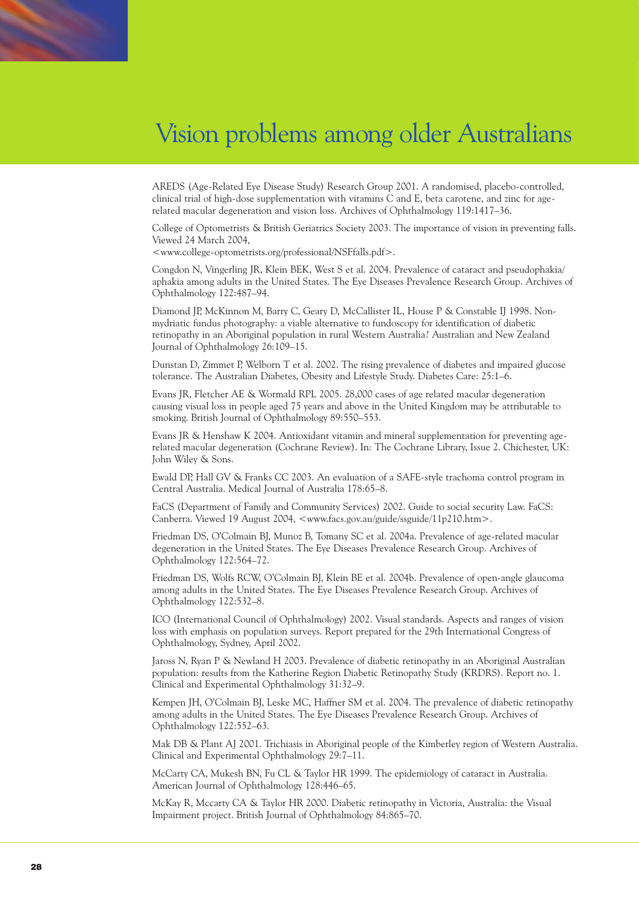# Vision problems among older Australians

AREDS (Age-Related Eye Disease Study) Research Group 2001. A randomised, placebo-controlled, clinical trial of high-dose supplementation with vitamins C and E, beta carotene, and zinc for age-related macular degeneration and vision loss. Archives of Ophthalmology 119:1417–36.

College of Optometrists & British Geriatrics Society 2003. The importance of vision in preventing falls. Viewed 24 March 2004, <www.college-optometrists.org/professional/NSFfalls.pdf>.

Congdon N, Vingerling JR, Klein BEK, West S et al. 2004. Prevalence of cataract and pseudophakia/aphakia among adults in the United States. The Eye Diseases Prevalence Research Group. Archives of Ophthalmology 122:487–94.

Diamond JP, McKinnon M, Barry C, Geary D, McCallister IL, House P & Constable IJ 1998. Non-mydriatic fundus photography: a viable alternative to fundoscopy for identification of diabetic retinopathy in an Aboriginal population in rural Western Australia? Australian and New Zealand Journal of Ophthalmology 26:109–15.

Dunstan D, Zimmet P, Welborn T et al. 2002. The rising prevalence of diabetes and impaired glucose tolerance. The Australian Diabetes, Obesity and Lifestyle Study. Diabetes Care: 25:1–6.

Evans JR, Fletcher AE & Wormald RPL 2005. 28,000 cases of age related macular degeneration causing visual loss in people aged 75 years and above in the United Kingdom may be attributable to smoking. British Journal of Ophthalmology 89:550–553.

Evans JR & Henshaw K 2004. Antioxidant vitamin and mineral supplementation for preventing age-related macular degeneration (Cochrane Review). In: The Cochrane Library, Issue 2. Chichester, UK: John Wiley & Sons.

Ewald DP, Hall GV & Franks CC 2003. An evaluation of a SAFE-style trachoma control program in Central Australia. Medical Journal of Australia 178:65–8.

FaCS (Department of Family and Community Services) 2002. Guide to social security Law. FaCS: Canberra. Viewed 19 August 2004, <www.facs.gov.au/guide/ssguide/11p210.htm>.

Friedman DS, O'Colmain BJ, Munoz B, Tomany SC et al. 2004a. Prevalence of age-related macular degeneration in the United States. The Eye Diseases Prevalence Research Group. Archives of Ophthalmology 122:564–72.

Friedman DS, Wolfs RCW, O'Colmain BJ, Klein BE et al. 2004b. Prevalence of open-angle glaucoma among adults in the United States. The Eye Diseases Prevalence Research Group. Archives of Ophthalmology 122:532–8.

ICO (International Council of Ophthalmology) 2002. Visual standards. Aspects and ranges of vision loss with emphasis on population surveys. Report prepared for the 29th International Congress of Ophthalmology, Sydney, April 2002.

Jaross N, Ryan P & Newland H 2003. Prevalence of diabetic retinopathy in an Aboriginal Australian population: results from the Katherine Region Diabetic Retinopathy Study (KRDRS). Report no. 1. Clinical and Experimental Ophthalmology 31:32–9.

Kempen JH, O'Colmain BJ, Leske MC, Haffner SM et al. 2004. The prevalence of diabetic retinopathy among adults in the United States. The Eye Diseases Prevalence Research Group. Archives of Ophthalmology 122:552–63.

Mak DB & Plant AJ 2001. Trichiasis in Aboriginal people of the Kimberley region of Western Australia. Clinical and Experimental Ophthalmology 29:7–11.

McCarty CA, Mukesh BN, Fu CL & Taylor HR 1999. The epidemiology of cataract in Australia. American Journal of Ophthalmology 128:446–65.

McKay R, Mccarty CA & Taylor HR 2000. Diabetic retinopathy in Victoria, Australia: the Visual Impairment project. British Journal of Ophthalmology 84:865–70.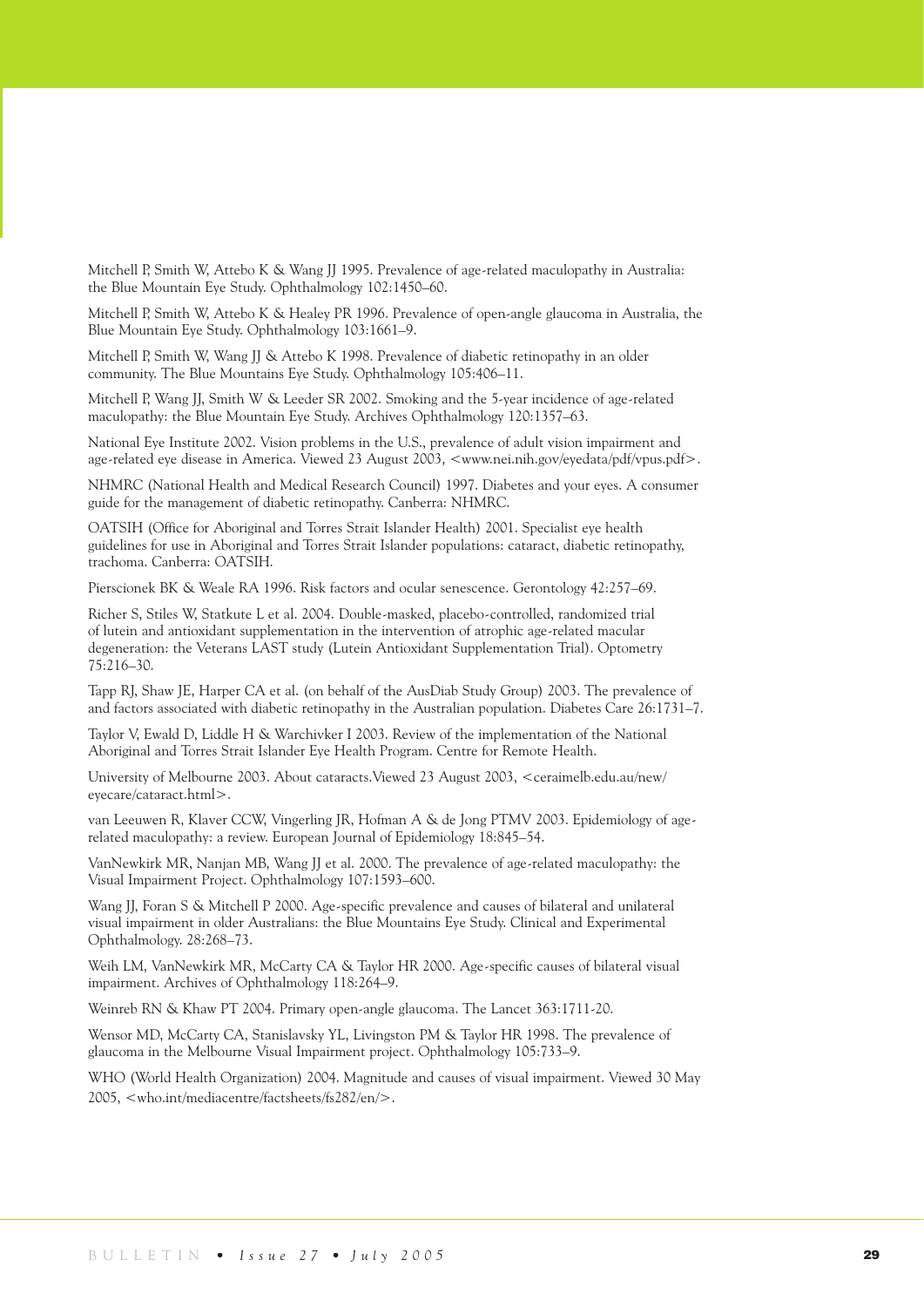Mitchell P, Smith W, Attebo K & Wang JJ 1995. Prevalence of age-related maculopathy in Australia: the Blue Mountain Eye Study. Ophthalmology 102:1450–60.

Mitchell P, Smith W, Attebo K & Healey PR 1996. Prevalence of open-angle glaucoma in Australia, the Blue Mountain Eye Study. Ophthalmology 103:1661–9.

Mitchell P, Smith W, Wang JJ & Attebo K 1998. Prevalence of diabetic retinopathy in an older community. The Blue Mountains Eye Study. Ophthalmology 105:406–11.

Mitchell P, Wang JJ, Smith W & Leeder SR 2002. Smoking and the 5-year incidence of age-related maculopathy: the Blue Mountain Eye Study. Archives Ophthalmology 120:1357–63.

National Eye Institute 2002. Vision problems in the U.S., prevalence of adult vision impairment and age-related eye disease in America. Viewed 23 August 2003, <www.nei.nih.gov/eyedata/pdf/vpus.pdf>.

NHMRC (National Health and Medical Research Council) 1997. Diabetes and your eyes. A consumer guide for the management of diabetic retinopathy. Canberra: NHMRC.

OATSIH (Office for Aboriginal and Torres Strait Islander Health) 2001. Specialist eye health guidelines for use in Aboriginal and Torres Strait Islander populations: cataract, diabetic retinopathy, trachoma. Canberra: OATSIH.

Pierscionek BK & Weale RA 1996. Risk factors and ocular senescence. Gerontology 42:257–69.

Richer S, Stiles W, Statkute L et al. 2004. Double-masked, placebo-controlled, randomized trial of lutein and antioxidant supplementation in the intervention of atrophic age-related macular degeneration: the Veterans LAST study (Lutein Antioxidant Supplementation Trial). Optometry 75:216–30.

Tapp RJ, Shaw JE, Harper CA et al. (on behalf of the AusDiab Study Group) 2003. The prevalence of and factors associated with diabetic retinopathy in the Australian population. Diabetes Care 26:1731–7.

Taylor V, Ewald D, Liddle H & Warchivker I 2003. Review of the implementation of the National Aboriginal and Torres Strait Islander Eye Health Program. Centre for Remote Health.

University of Melbourne 2003. About cataracts.Viewed 23 August 2003, <ceraimelb.edu.au/new/eyecare/cataract.html>.

van Leeuwen R, Klaver CCW, Vingerling JR, Hofman A & de Jong PTMV 2003. Epidemiology of age-related maculopathy: a review. European Journal of Epidemiology 18:845–54.

VanNewkirk MR, Nanjan MB, Wang JJ et al. 2000. The prevalence of age-related maculopathy: the Visual Impairment Project. Ophthalmology 107:1593–600.

Wang JJ, Foran S & Mitchell P 2000. Age-specific prevalence and causes of bilateral and unilateral visual impairment in older Australians: the Blue Mountains Eye Study. Clinical and Experimental Ophthalmology. 28:268–73.

Weih LM, VanNewkirk MR, McCarty CA & Taylor HR 2000. Age-specific causes of bilateral visual impairment. Archives of Ophthalmology 118:264–9.

Weinreb RN & Khaw PT 2004. Primary open-angle glaucoma. The Lancet 363:1711-20.

Wensor MD, McCarty CA, Stanislavsky YL, Livingston PM & Taylor HR 1998. The prevalence of glaucoma in the Melbourne Visual Impairment project. Ophthalmology 105:733–9.

WHO (World Health Organization) 2004. Magnitude and causes of visual impairment. Viewed 30 May 2005, <who.int/mediacentre/factsheets/fs282/en/>.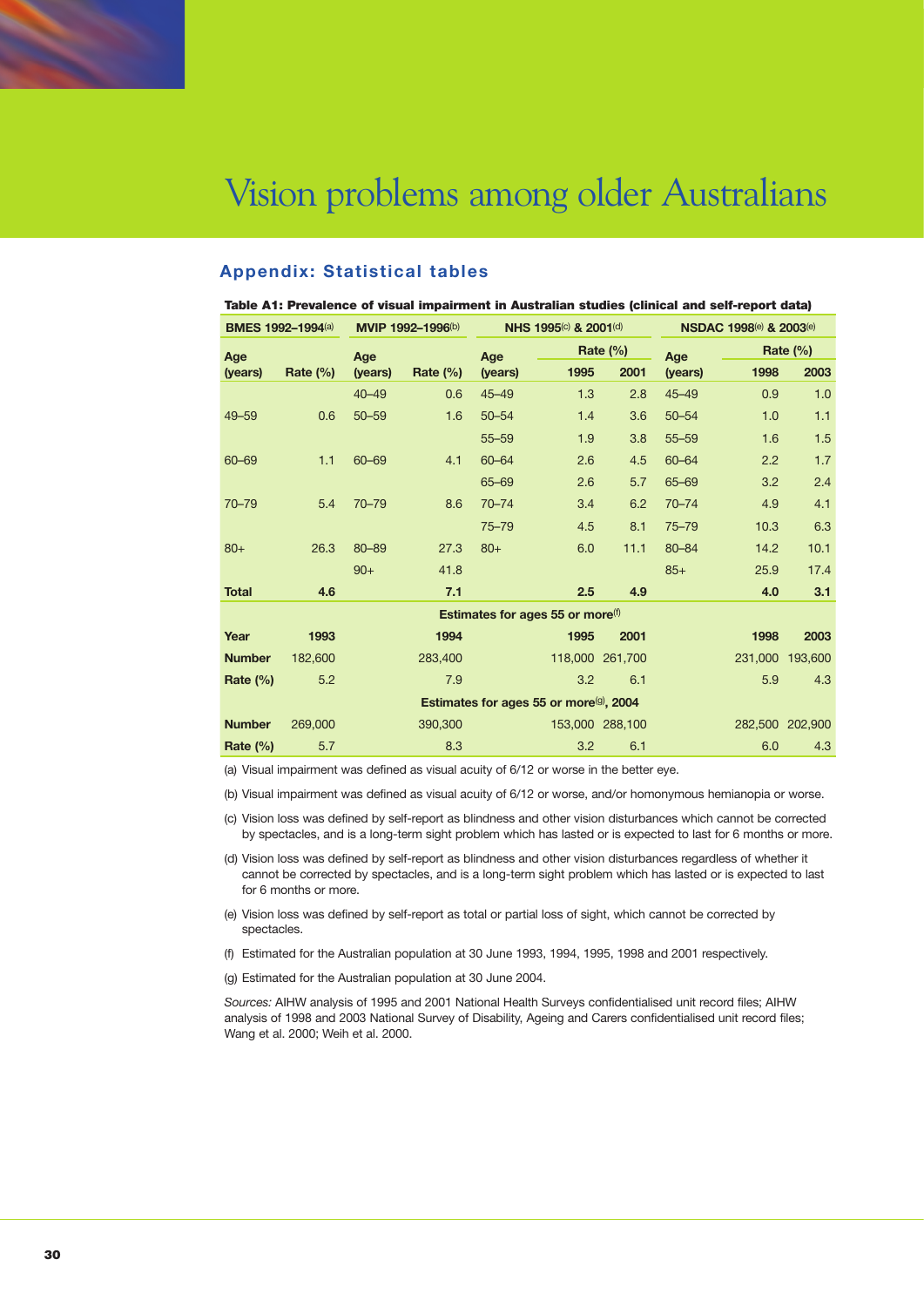# Vision problems among older Australians

## Appendix: Statistical tables

**Table A1: Prevalence of visual impairment in Australian studies (clinical and self-report data)**

| BMES 1992–1994[a] | | MVIP 1992–1996[b] | | NHS 1995[c] & 2001[d] | | | NSDAC 1998[e] & 2003[e] | | |
|---|---|---|---|---|---|---|---|---|---|
| Age (years) | Rate (%) | Age (years) | Rate (%) | Age (years) | Rate (%) 1995 | Rate (%) 2001 | Age (years) | Rate (%) 1998 | Rate (%) 2003 |
| | | 40–49 | 0.6 | 45–49 | 1.3 | 2.8 | 45–49 | 0.9 | 1.0 |
| 49–59 | 0.6 | 50–59 | 1.6 | 50–54 | 1.4 | 3.6 | 50–54 | 1.0 | 1.1 |
| | | | | 55–59 | 1.9 | 3.8 | 55–59 | 1.6 | 1.5 |
| 60–69 | 1.1 | 60–69 | 4.1 | 60–64 | 2.6 | 4.5 | 60–64 | 2.2 | 1.7 |
| | | | | 65–69 | 2.6 | 5.7 | 65–69 | 3.2 | 2.4 |
| 70–79 | 5.4 | 70–79 | 8.6 | 70–74 | 3.4 | 6.2 | 70–74 | 4.9 | 4.1 |
| | | | | 75–79 | 4.5 | 8.1 | 75–79 | 10.3 | 6.3 |
| 80+ | 26.3 | 80–89 | 27.3 | 80+ | 6.0 | 11.1 | 80–84 | 14.2 | 10.1 |
| | | 90+ | 41.8 | | | | 85+ | 25.9 | 17.4 |
| **Total** | **4.6** | | **7.1** | | **2.5** | **4.9** | | **4.0** | **3.1** |
| | | | | **Estimates for ages 55 or more[f]** | | | | | |
| **Year** | **1993** | | **1994** | | **1995** | **2001** | | **1998** | **2003** |
| **Number** | 182,600 | | 283,400 | | 118,000 | 261,700 | | 231,000 | 193,600 |
| **Rate (%)** | 5.2 | | 7.9 | | 3.2 | 6.1 | | 5.9 | 4.3 |
| | | | | **Estimates for ages 55 or more[g], 2004** | | | | | |
| **Number** | 269,000 | | 390,300 | | 153,000 | 288,100 | | 282,500 | 202,900 |
| **Rate (%)** | 5.7 | | 8.3 | | 3.2 | 6.1 | | 6.0 | 4.3 |

(a) Visual impairment was defined as visual acuity of 6/12 or worse in the better eye.

(b) Visual impairment was defined as visual acuity of 6/12 or worse, and/or homonymous hemianopia or worse.

(c) Vision loss was defined by self-report as blindness and other vision disturbances which cannot be corrected by spectacles, and is a long-term sight problem which has lasted or is expected to last for 6 months or more.

(d) Vision loss was defined by self-report as blindness and other vision disturbances regardless of whether it cannot be corrected by spectacles, and is a long-term sight problem which has lasted or is expected to last for 6 months or more.

(e) Vision loss was defined by self-report as total or partial loss of sight, which cannot be corrected by spectacles.

(f) Estimated for the Australian population at 30 June 1993, 1994, 1995, 1998 and 2001 respectively.

(g) Estimated for the Australian population at 30 June 2004.

*Sources:* AIHW analysis of 1995 and 2001 National Health Surveys confidentialised unit record files; AIHW analysis of 1998 and 2003 National Survey of Disability, Ageing and Carers confidentialised unit record files; Wang et al. 2000; Weih et al. 2000.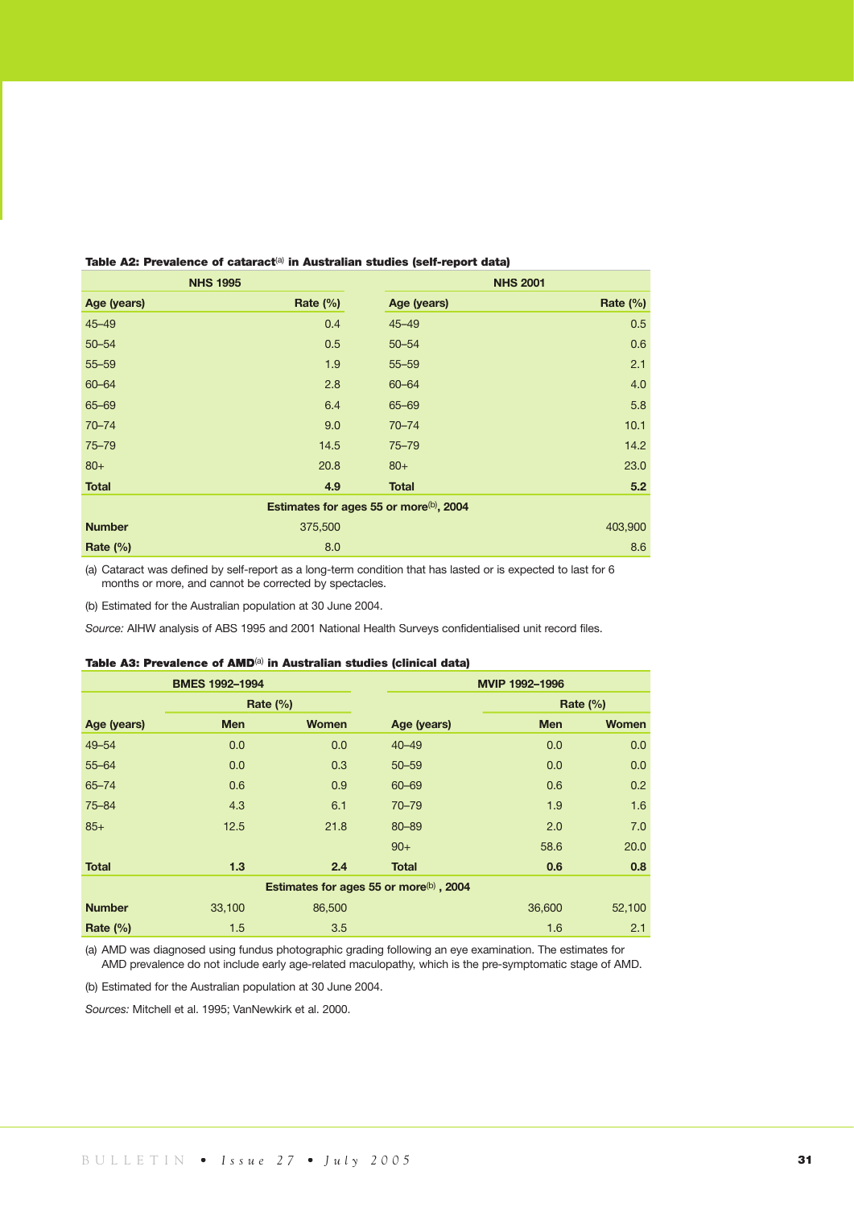**Table A2: Prevalence of cataract[a] in Australian studies (self-report data)**

| NHS 1995 | | NHS 2001 | |
|---|---|---|---|
| **Age (years)** | **Rate (%)** | **Age (years)** | **Rate (%)** |
| 45–49 | 0.4 | 45–49 | 0.5 |
| 50–54 | 0.5 | 50–54 | 0.6 |
| 55–59 | 1.9 | 55–59 | 2.1 |
| 60–64 | 2.8 | 60–64 | 4.0 |
| 65–69 | 6.4 | 65–69 | 5.8 |
| 70–74 | 9.0 | 70–74 | 10.1 |
| 75–79 | 14.5 | 75–79 | 14.2 |
| 80+ | 20.8 | 80+ | 23.0 |
| **Total** | **4.9** | **Total** | **5.2** |
| **Estimates for ages 55 or more[b], 2004** | | | |
| **Number** | 375,500 | | 403,900 |
| **Rate (%)** | 8.0 | | 8.6 |

(a) Cataract was defined by self-report as a long-term condition that has lasted or is expected to last for 6 months or more, and cannot be corrected by spectacles.

(b) Estimated for the Australian population at 30 June 2004.

*Source:* AIHW analysis of ABS 1995 and 2001 National Health Surveys confidentialised unit record files.

**Table A3: Prevalence of AMD[a] in Australian studies (clinical data)**

| BMES 1992–1994 | | | MVIP 1992–1996 | | |
|---|---|---|---|---|---|
| | Rate (%) | | | Rate (%) | |
| **Age (years)** | **Men** | **Women** | **Age (years)** | **Men** | **Women** |
| 49–54 | 0.0 | 0.0 | 40–49 | 0.0 | 0.0 |
| 55–64 | 0.0 | 0.3 | 50–59 | 0.0 | 0.0 |
| 65–74 | 0.6 | 0.9 | 60–69 | 0.6 | 0.2 |
| 75–84 | 4.3 | 6.1 | 70–79 | 1.9 | 1.6 |
| 85+ | 12.5 | 21.8 | 80–89 | 2.0 | 7.0 |
| | | | 90+ | 58.6 | 20.0 |
| **Total** | **1.3** | **2.4** | **Total** | **0.6** | **0.8** |
| **Estimates for ages 55 or more[b], 2004** | | | | | |
| **Number** | 33,100 | 86,500 | | 36,600 | 52,100 |
| **Rate (%)** | 1.5 | 3.5 | | 1.6 | 2.1 |

(a) AMD was diagnosed using fundus photographic grading following an eye examination. The estimates for AMD prevalence do not include early age-related maculopathy, which is the pre-symptomatic stage of AMD.

(b) Estimated for the Australian population at 30 June 2004.

*Sources:* Mitchell et al. 1995; VanNewkirk et al. 2000.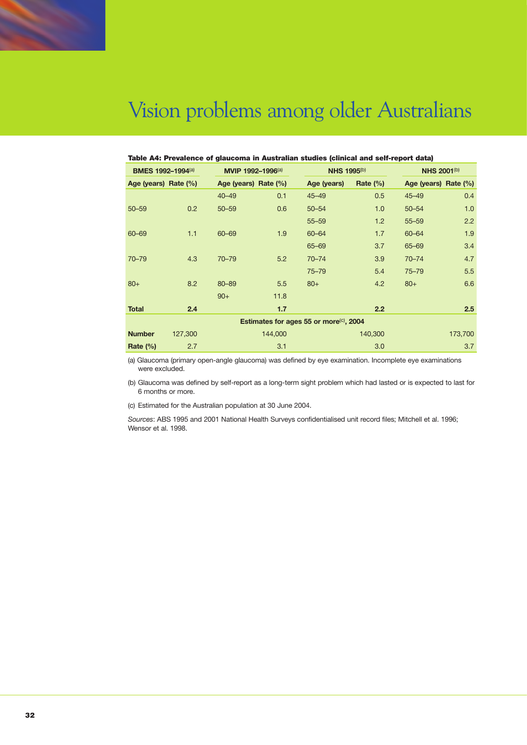# Vision problems among older Australians

**Table A4: Prevalence of glaucoma in Australian studies (clinical and self-report data)**

| BMES 1992–1994[a] | | MVIP 1992–1996[a] | | NHS 1995[b] | | NHS 2001[b] | |
|---|---|---|---|---|---|---|---|
| **Age (years)** | **Rate (%)** | **Age (years)** | **Rate (%)** | **Age (years)** | **Rate (%)** | **Age (years)** | **Rate (%)** |
| | | 40–49 | 0.1 | 45–49 | 0.5 | 45–49 | 0.4 |
| 50–59 | 0.2 | 50–59 | 0.6 | 50–54 | 1.0 | 50–54 | 1.0 |
| | | | | 55–59 | 1.2 | 55–59 | 2.2 |
| 60–69 | 1.1 | 60–69 | 1.9 | 60–64 | 1.7 | 60–64 | 1.9 |
| | | | | 65–69 | 3.7 | 65–69 | 3.4 |
| 70–79 | 4.3 | 70–79 | 5.2 | 70–74 | 3.9 | 70–74 | 4.7 |
| | | | | 75–79 | 5.4 | 75–79 | 5.5 |
| 80+ | 8.2 | 80–89 | 5.5 | 80+ | 4.2 | 80+ | 6.6 |
| | | 90+ | 11.8 | | | | |
| **Total** | **2.4** | | **1.7** | | **2.2** | | **2.5** |
| **Estimates for ages 55 or more[c], 2004** | | | | | | | |
| **Number** | 127,300 | | 144,000 | | 140,300 | | 173,700 |
| **Rate (%)** | 2.7 | | 3.1 | | 3.0 | | 3.7 |

(a) Glaucoma (primary open-angle glaucoma) was defined by eye examination. Incomplete eye examinations were excluded.

(b) Glaucoma was defined by self-report as a long-term sight problem which had lasted or is expected to last for 6 months or more.

(c) Estimated for the Australian population at 30 June 2004.

*Sources*: ABS 1995 and 2001 National Health Surveys confidentialised unit record files; Mitchell et al. 1996; Wensor et al. 1998.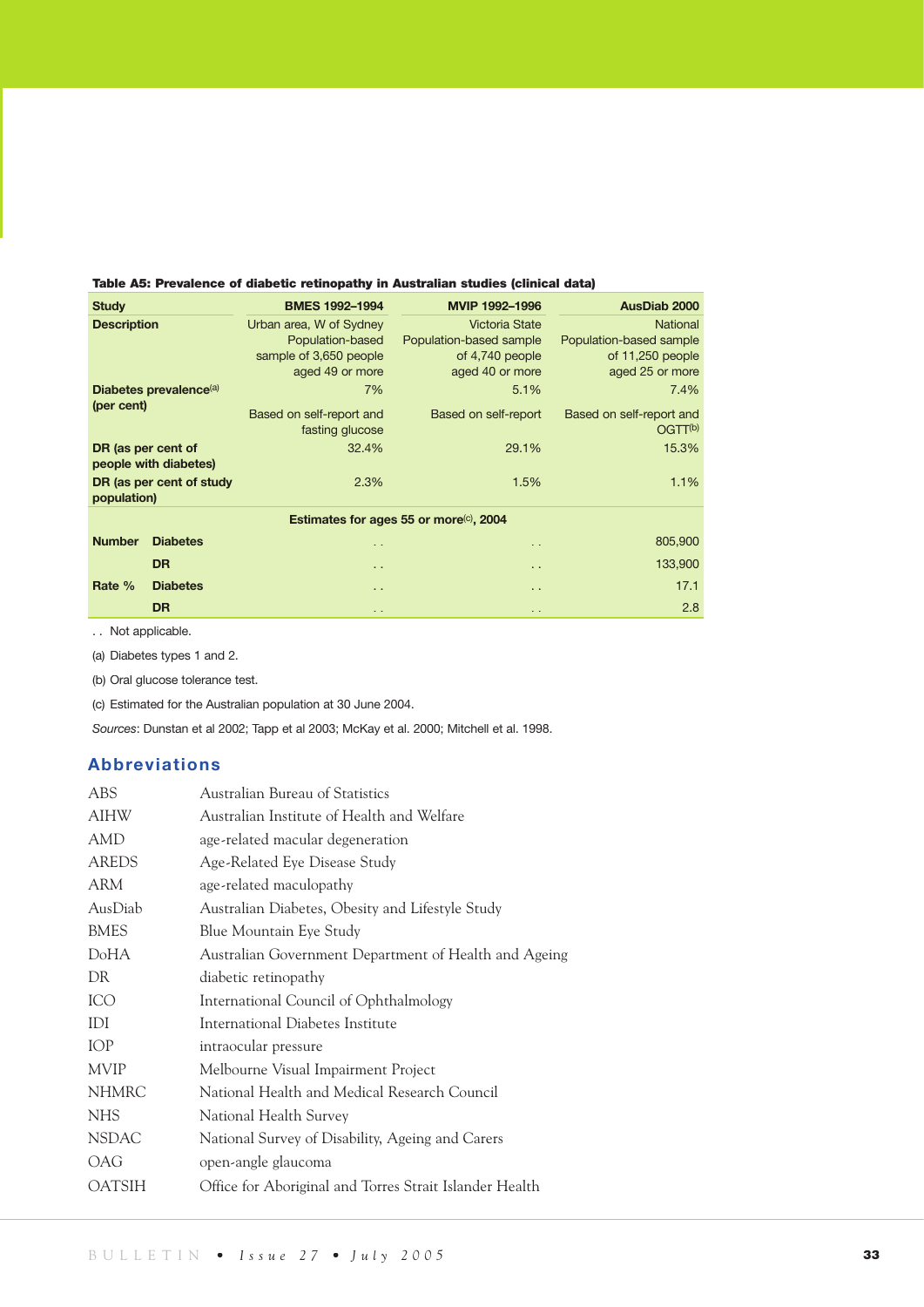**Table A5: Prevalence of diabetic retinopathy in Australian studies (clinical data)**

| Study | | BMES 1992–1994 | MVIP 1992–1996 | AusDiab 2000 |
|---|---|---|---|---|
| Description | | Urban area, W of Sydney Population-based sample of 3,650 people aged 49 or more | Victoria State Population-based sample of 4,740 people aged 40 or more | National Population-based sample of 11,250 people aged 25 or more |
| Diabetes prevalence[a] (per cent) | | 7% | 5.1% | 7.4% |
| | | Based on self-report and fasting glucose | Based on self-report | Based on self-report and OGTT[b] |
| DR (as per cent of people with diabetes) | | 32.4% | 29.1% | 15.3% |
| DR (as per cent of study population) | | 2.3% | 1.5% | 1.1% |
| **Estimates for ages 55 or more[c], 2004** | | | | |
| Number | Diabetes | . . | . . | 805,900 |
| | DR | . . | . . | 133,900 |
| Rate % | Diabetes | . . | . . | 17.1 |
| | DR | . . | . . | 2.8 |

. . Not applicable.

(a) Diabetes types 1 and 2.

(b) Oral glucose tolerance test.

(c) Estimated for the Australian population at 30 June 2004.

*Sources*: Dunstan et al 2002; Tapp et al 2003; McKay et al. 2000; Mitchell et al. 1998.

## Abbreviations

| | |
|---|---|
| ABS | Australian Bureau of Statistics |
| AIHW | Australian Institute of Health and Welfare |
| AMD | age-related macular degeneration |
| AREDS | Age-Related Eye Disease Study |
| ARM | age-related maculopathy |
| AusDiab | Australian Diabetes, Obesity and Lifestyle Study |
| BMES | Blue Mountain Eye Study |
| DoHA | Australian Government Department of Health and Ageing |
| DR | diabetic retinopathy |
| ICO | International Council of Ophthalmology |
| IDI | International Diabetes Institute |
| IOP | intraocular pressure |
| MVIP | Melbourne Visual Impairment Project |
| NHMRC | National Health and Medical Research Council |
| NHS | National Health Survey |
| NSDAC | National Survey of Disability, Ageing and Carers |
| OAG | open-angle glaucoma |
| OATSIH | Office for Aboriginal and Torres Strait Islander Health |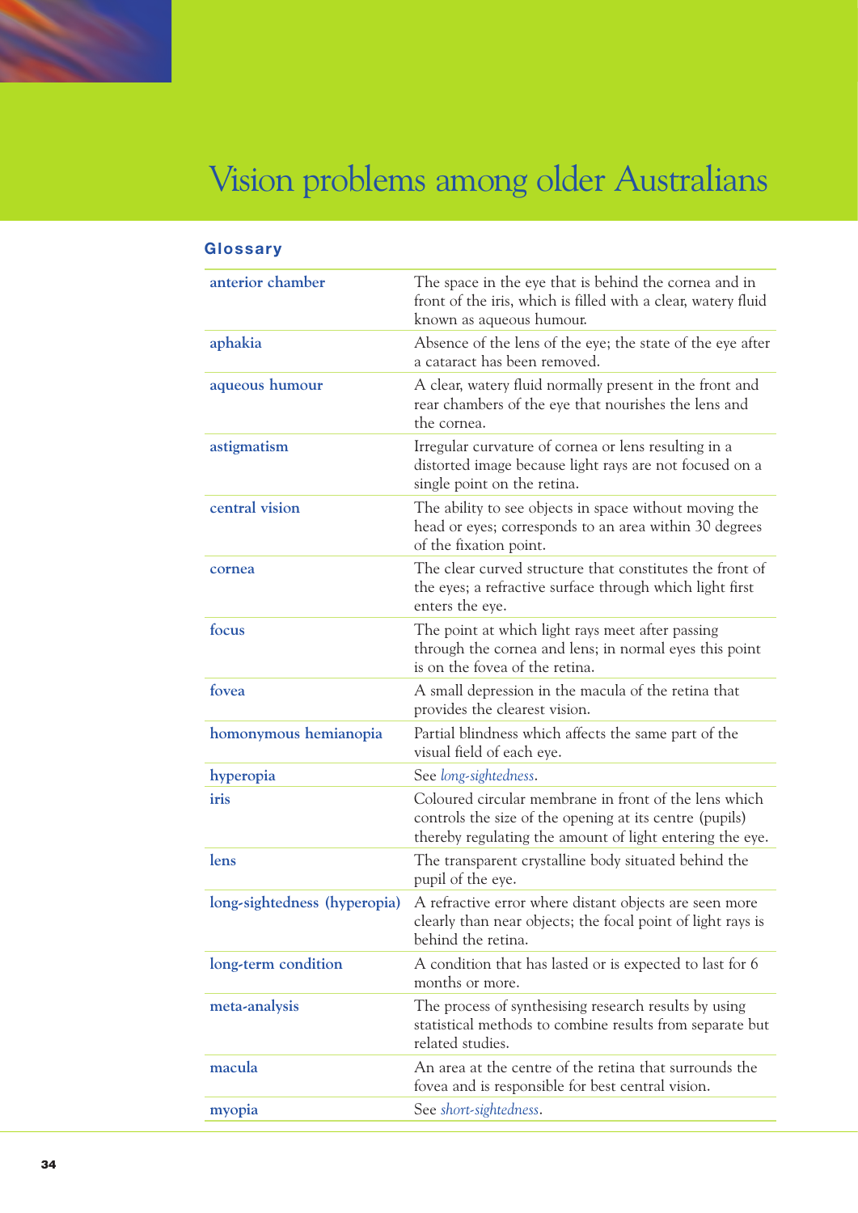# Vision problems among older Australians

## Glossary

| | |
|---|---|
| **anterior chamber** | The space in the eye that is behind the cornea and in front of the iris, which is filled with a clear, watery fluid known as aqueous humour. |
| **aphakia** | Absence of the lens of the eye; the state of the eye after a cataract has been removed. |
| **aqueous humour** | A clear, watery fluid normally present in the front and rear chambers of the eye that nourishes the lens and the cornea. |
| **astigmatism** | Irregular curvature of cornea or lens resulting in a distorted image because light rays are not focused on a single point on the retina. |
| **central vision** | The ability to see objects in space without moving the head or eyes; corresponds to an area within 30 degrees of the fixation point. |
| **cornea** | The clear curved structure that constitutes the front of the eyes; a refractive surface through which light first enters the eye. |
| **focus** | The point at which light rays meet after passing through the cornea and lens; in normal eyes this point is on the fovea of the retina. |
| **fovea** | A small depression in the macula of the retina that provides the clearest vision. |
| **homonymous hemianopia** | Partial blindness which affects the same part of the visual field of each eye. |
| **hyperopia** | See *long-sightedness*. |
| **iris** | Coloured circular membrane in front of the lens which controls the size of the opening at its centre (pupils) thereby regulating the amount of light entering the eye. |
| **lens** | The transparent crystalline body situated behind the pupil of the eye. |
| **long-sightedness (hyperopia)** | A refractive error where distant objects are seen more clearly than near objects; the focal point of light rays is behind the retina. |
| **long-term condition** | A condition that has lasted or is expected to last for 6 months or more. |
| **meta-analysis** | The process of synthesising research results by using statistical methods to combine results from separate but related studies. |
| **macula** | An area at the centre of the retina that surrounds the fovea and is responsible for best central vision. |
| **myopia** | See *short-sightedness*. |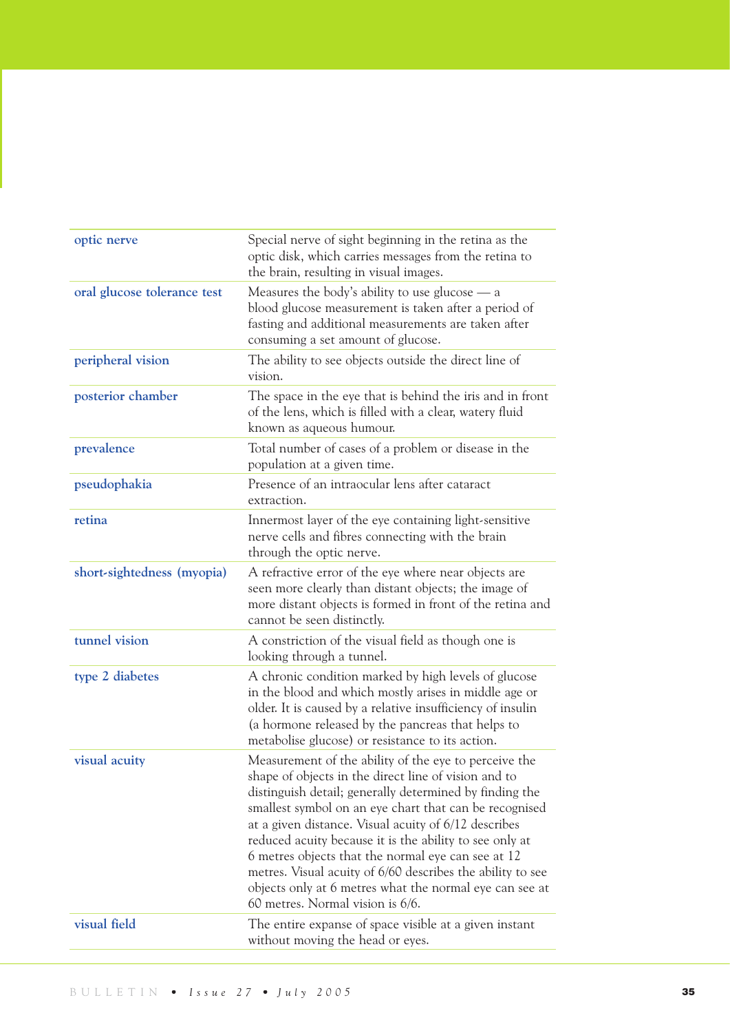| | |
|---|---|
| **optic nerve** | Special nerve of sight beginning in the retina as the optic disk, which carries messages from the retina to the brain, resulting in visual images. |
| **oral glucose tolerance test** | Measures the body's ability to use glucose — a blood glucose measurement is taken after a period of fasting and additional measurements are taken after consuming a set amount of glucose. |
| **peripheral vision** | The ability to see objects outside the direct line of vision. |
| **posterior chamber** | The space in the eye that is behind the iris and in front of the lens, which is filled with a clear, watery fluid known as aqueous humour. |
| **prevalence** | Total number of cases of a problem or disease in the population at a given time. |
| **pseudophakia** | Presence of an intraocular lens after cataract extraction. |
| **retina** | Innermost layer of the eye containing light-sensitive nerve cells and fibres connecting with the brain through the optic nerve. |
| **short-sightedness (myopia)** | A refractive error of the eye where near objects are seen more clearly than distant objects; the image of more distant objects is formed in front of the retina and cannot be seen distinctly. |
| **tunnel vision** | A constriction of the visual field as though one is looking through a tunnel. |
| **type 2 diabetes** | A chronic condition marked by high levels of glucose in the blood and which mostly arises in middle age or older. It is caused by a relative insufficiency of insulin (a hormone released by the pancreas that helps to metabolise glucose) or resistance to its action. |
| **visual acuity** | Measurement of the ability of the eye to perceive the shape of objects in the direct line of vision and to distinguish detail; generally determined by finding the smallest symbol on an eye chart that can be recognised at a given distance. Visual acuity of 6/12 describes reduced acuity because it is the ability to see only at 6 metres objects that the normal eye can see at 12 metres. Visual acuity of 6/60 describes the ability to see objects only at 6 metres what the normal eye can see at 60 metres. Normal vision is 6/6. |
| **visual field** | The entire expanse of space visible at a given instant without moving the head or eyes. |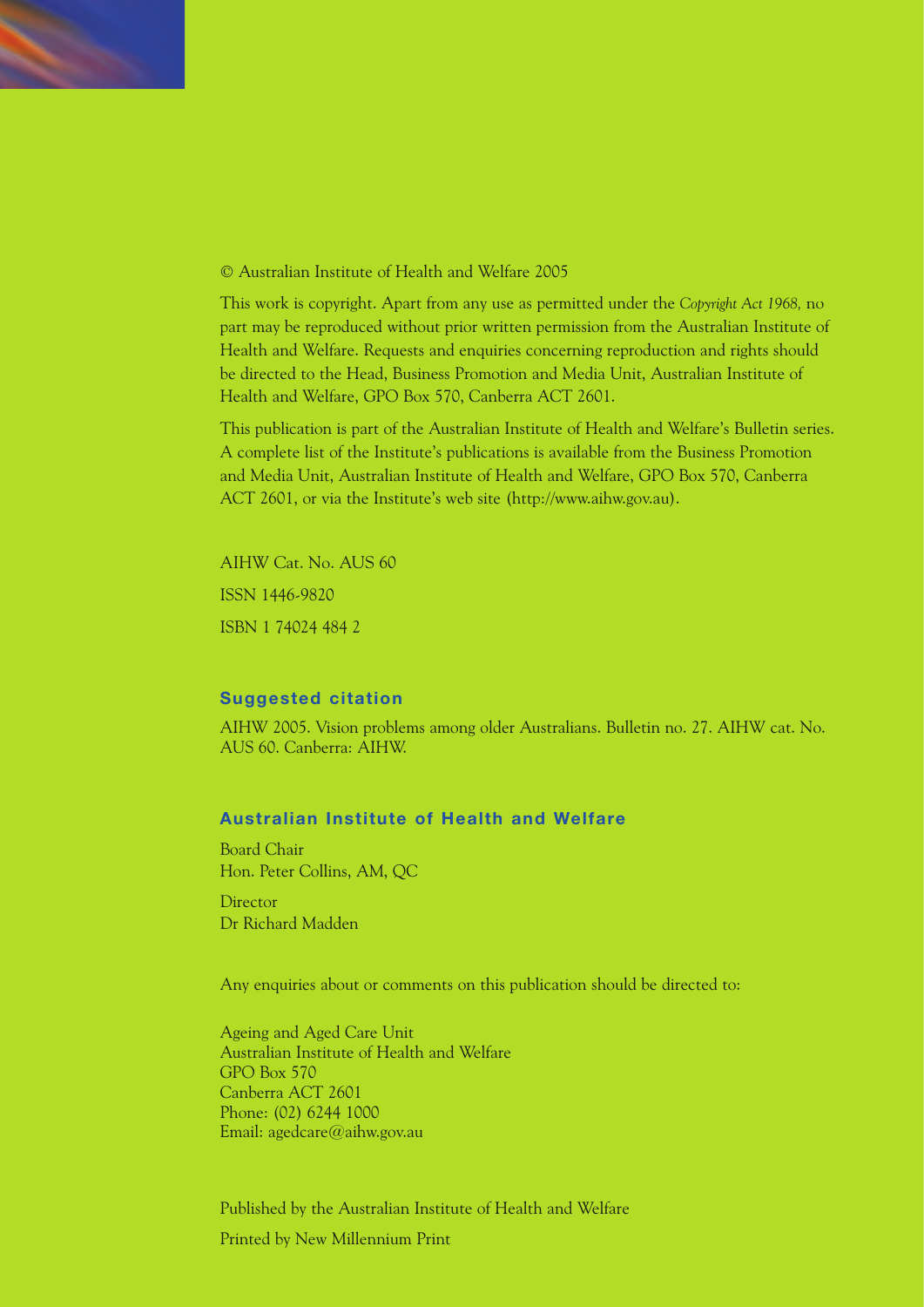© Australian Institute of Health and Welfare 2005

This work is copyright. Apart from any use as permitted under the *Copyright Act 1968,* no part may be reproduced without prior written permission from the Australian Institute of Health and Welfare. Requests and enquiries concerning reproduction and rights should be directed to the Head, Business Promotion and Media Unit, Australian Institute of Health and Welfare, GPO Box 570, Canberra ACT 2601.

This publication is part of the Australian Institute of Health and Welfare's Bulletin series. A complete list of the Institute's publications is available from the Business Promotion and Media Unit, Australian Institute of Health and Welfare, GPO Box 570, Canberra ACT 2601, or via the Institute's web site (http://www.aihw.gov.au).

AIHW Cat. No. AUS 60

ISSN 1446-9820

ISBN 1 74024 484 2

## Suggested citation

AIHW 2005. Vision problems among older Australians. Bulletin no. 27. AIHW cat. No. AUS 60. Canberra: AIHW.

## Australian Institute of Health and Welfare

Board Chair
Hon. Peter Collins, AM, QC

Director
Dr Richard Madden

Any enquiries about or comments on this publication should be directed to:

Ageing and Aged Care Unit
Australian Institute of Health and Welfare
GPO Box 570
Canberra ACT 2601
Phone: (02) 6244 1000
Email: agedcare@aihw.gov.au

Published by the Australian Institute of Health and Welfare

Printed by New Millennium Print